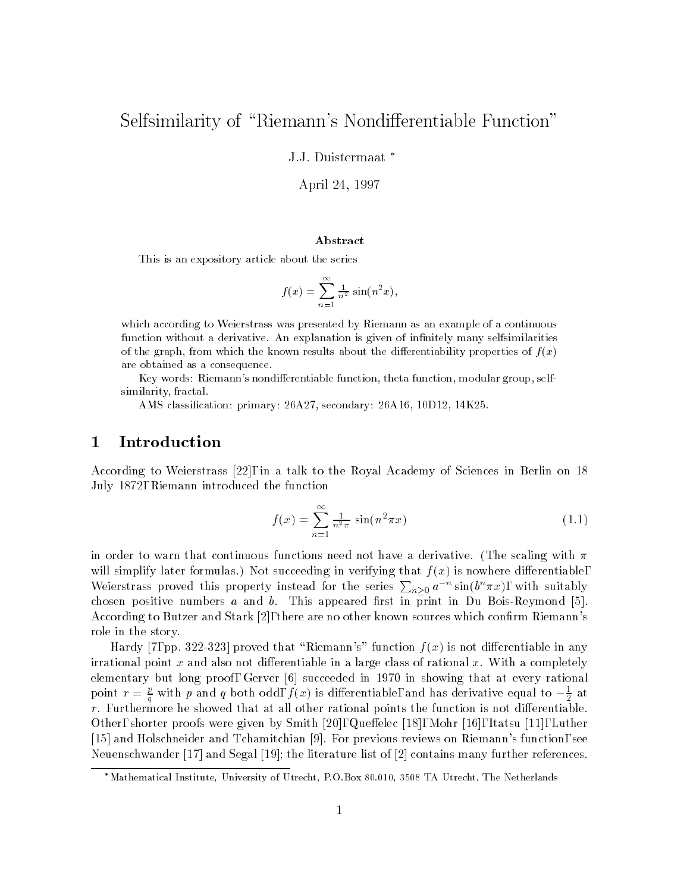# Selfsimilarity of "Riemann's Nondifferentiable Function"

J.J. Duistermaat [*]

April 24, 1997

### Abstract

This is an expository article about the series

$$f(x) = \sum_{n=1}^{\infty} \tfrac{1}{n^2} \sin(n^2 x),$$

which according to Weierstrass was presented by Riemann as an example of a continuous function without a derivative. An explanation is given of infinitely many selfsimilarities of the graph, from which the known results about the differentiability properties of $f(x)$ are obtained as a consequence.

Key words: Riemann's nondifferentiable function, theta function, modular group, selfsimilarity, fractal.

AMS classification: primary: 26A27, secondary: 26A16, 10D12, 14K25.

## 1 Introduction

According to Weierstrass [22], in a talk to the Royal Academy of Sciences in Berlin on 18 July 1872, Riemann introduced the function

$$f(x) = \sum_{n=1}^{\infty} \tfrac{1}{n^2 \pi} \sin(n^2 \pi x) \tag{1.1}$$

in order to warn that continuous functions need not have a derivative. (The scaling with $\pi$ will simplify later formulas.) Not succeeding in verifying that $f(x)$ is nowhere differentiable, Weierstrass proved this property instead for the series $\sum_{n \geq 0} a^{-n} \sin(b^n \pi x)$, with suitably chosen positive numbers $a$ and $b$. This appeared first in print in Du Bois-Reymond [5]. According to Butzer and Stark [2], there are no other known sources which confirm Riemann's role in the story.

Hardy [7, pp. 322-323] proved that "Riemann's" function $f(x)$ is not differentiable in any irrational point $x$ and also not differentiable in a large class of rational $x$. With a completely elementary but long proof, Gerver [6] succeeded in 1970 in showing that at every rational point $r = \frac{p}{q}$ with $p$ and $q$ both odd, $f(x)$ is differentiable, and has derivative equal to $-\frac{1}{2}$ at $r$. Furthermore he showed that at all other rational points the function is not differentiable. Other, shorter proofs were given by Smith [20], Queffelec [18], Mohr [16], Itatsu [11], Luther [15] and Holschneider and Tchamitchian [9]. For previous reviews on Riemann's function, see Neuenschwander [17] and Segal [19]; the literature list of [2] contains many further references.

[*] Mathematical Institute, University of Utrecht, P.O.Box 80.010, 3508 TA Utrecht, The Netherlands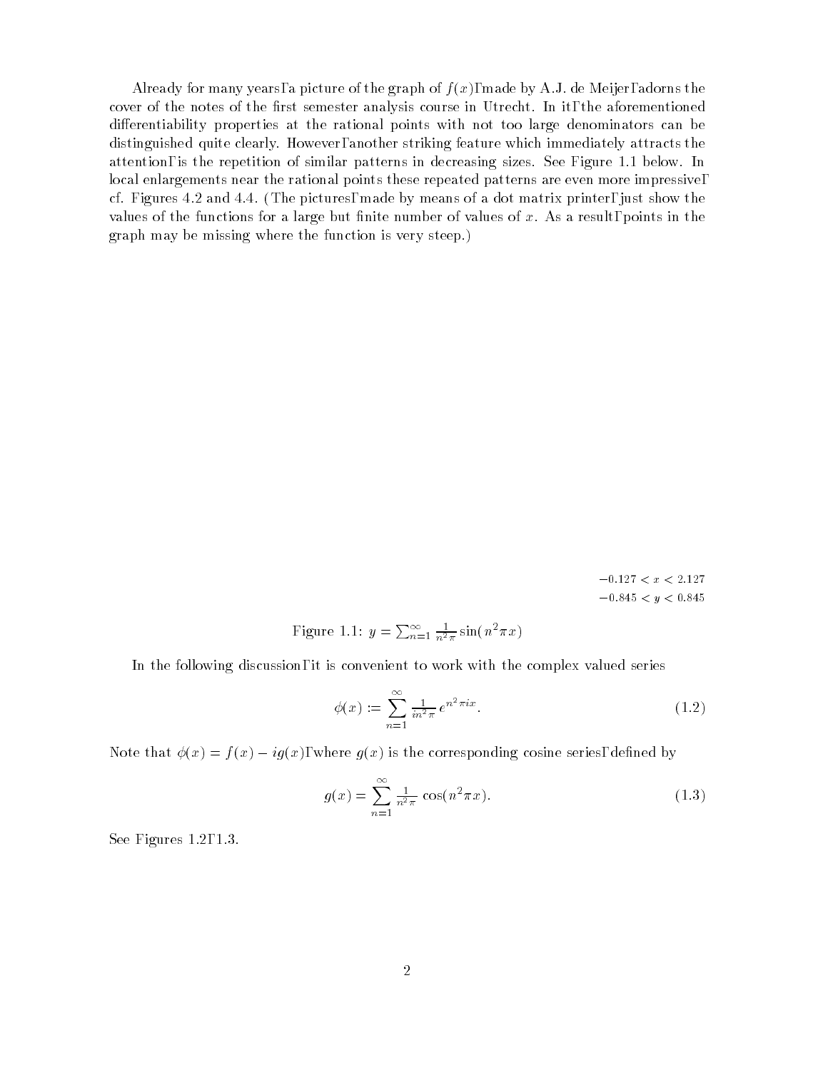Already for many years, a picture of the graph of $f(x)$, made by A.J. de Meijer, adorns the cover of the notes of the first semester analysis course in Utrecht. In it, the aforementioned differentiability properties at the rational points with not too large denominators can be distinguished quite clearly. However, another striking feature which immediately attracts the attention, is the repetition of similar patterns in decreasing sizes. See Figure 1.1 below. In local enlargements near the rational points these repeated patterns are even more impressive, cf. Figures 4.2 and 4.4. (The pictures, made by means of a dot matrix printer, just show the values of the functions for a large but finite number of values of $x$. As a result, points in the graph may be missing where the function is very steep.)

$-0.127 < x < 2.127$
$-0.845 < y < 0.845$

Figure 1.1: $y = \sum_{n=1}^{\infty} \frac{1}{n^2\pi} \sin(n^2\pi x)$

In the following discussion, it is convenient to work with the complex valued series

$$\phi(x) := \sum_{n=1}^{\infty} \frac{1}{in^2\pi} e^{n^2\pi i x}. \tag{1.2}$$

Note that $\phi(x) = f(x) - ig(x)$, where $g(x)$ is the corresponding cosine series, defined by

$$g(x) = \sum_{n=1}^{\infty} \frac{1}{n^2\pi} \cos(n^2\pi x). \tag{1.3}$$

See Figures 1.2, 1.3.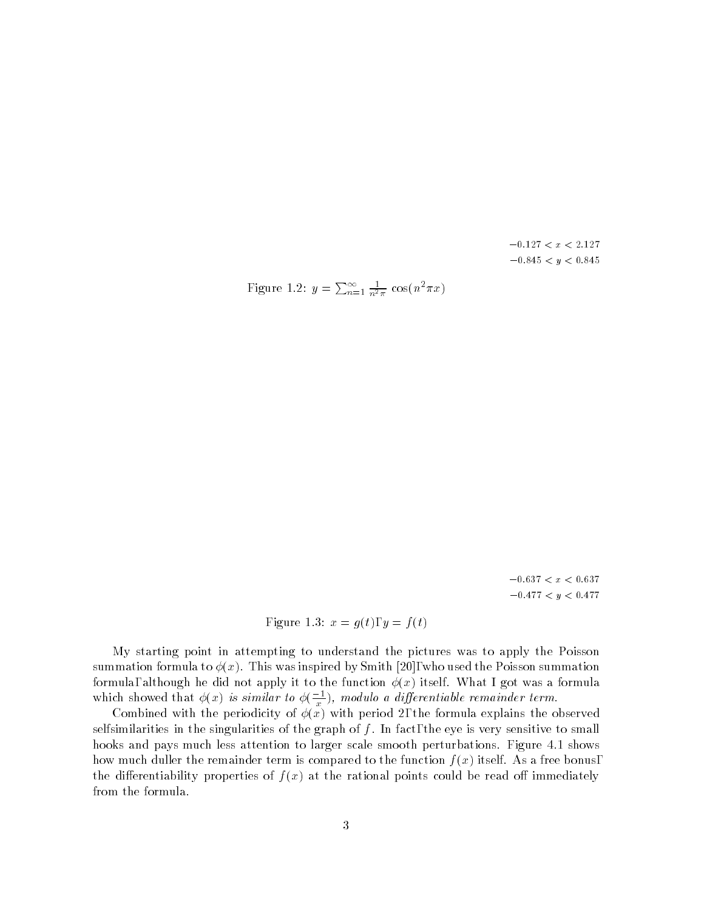$-0.127 < x < 2.127$
$-0.845 < y < 0.845$

Figure 1.2: $y = \sum_{n=1}^{\infty} \frac{1}{n^2\pi} \cos(n^2\pi x)$

$-0.637 < x < 0.637$
$-0.477 < y < 0.477$

Figure 1.3: $x = g(t)$, $y = f(t)$

My starting point in attempting to understand the pictures was to apply the Poisson summation formula to $\phi(x)$. This was inspired by Smith [20], who used the Poisson summation formula, although he did not apply it to the function $\phi(x)$ itself. What I got was a formula which showed that *$\phi(x)$ is similar to $\phi(\frac{-1}{x})$, modulo a differentiable remainder term.*

Combined with the periodicity of $\phi(x)$ with period 2, the formula explains the observed selfsimilarities in the singularities of the graph of $f$. In fact, the eye is very sensitive to small hooks and pays much less attention to larger scale smooth perturbations. Figure 4.1 shows how much duller the remainder term is compared to the function $f(x)$ itself. As a free bonus, the differentiability properties of $f(x)$ at the rational points could be read off immediately from the formula.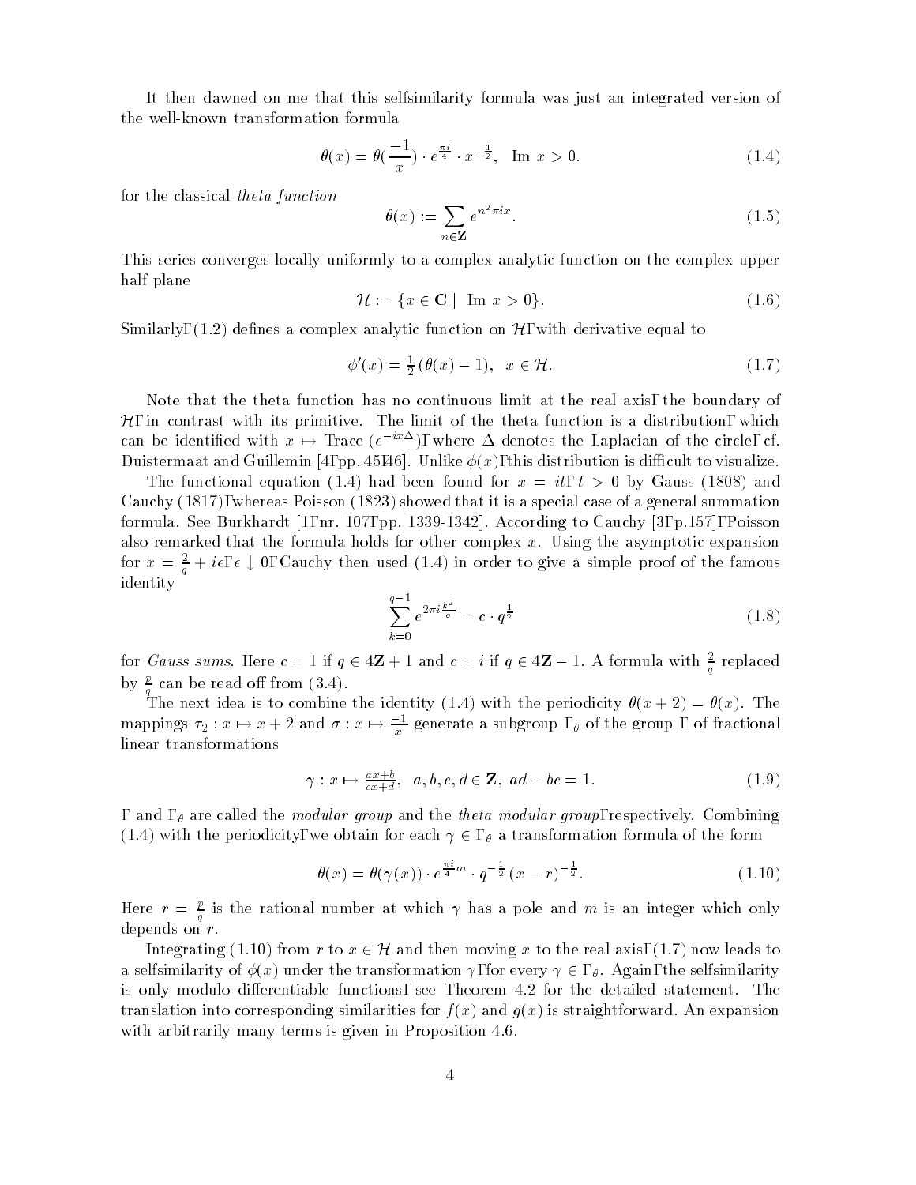It then dawned on me that this selfsimilarity formula was just an integrated version of the well-known transformation formula

$$\theta(x) = \theta(\frac{-1}{x}) \cdot e^{\frac{\pi i}{4}} \cdot x^{-\frac{1}{2}}, \quad \text{Im } x > 0. \tag{1.4}$$

for the classical *theta function*

$$\theta(x) := \sum_{n \in \mathbf{Z}} e^{n^2 \pi i x}. \tag{1.5}$$

This series converges locally uniformly to a complex analytic function on the complex upper half plane

$$\mathcal{H} := \{x \in \mathbf{C} \mid \text{ Im } x > 0\}. \tag{1.6}$$

Similarly, (1.2) defines a complex analytic function on $\mathcal{H}$, with derivative equal to

$$\phi'(x) = \tfrac{1}{2}(\theta(x) - 1), \quad x \in \mathcal{H}. \tag{1.7}$$

Note that the theta function has no continuous limit at the real axis, the boundary of $\mathcal{H}$, in contrast with its primitive. The limit of the theta function is a distribution, which can be identified with $x \mapsto \text{Trace}\,(e^{-ix\Delta})$, where $\Delta$ denotes the Laplacian of the circle, cf. Duistermaat and Guillemin [4, pp. 45–46]. Unlike $\phi(x)$, this distribution is difficult to visualize.

The functional equation (1.4) had been found for $x = it$, $t > 0$ by Gauss (1808) and Cauchy (1817), whereas Poisson (1823) showed that it is a special case of a general summation formula. See Burkhardt [1, nr. 107, pp. 1339-1342]. According to Cauchy [3, p.157], Poisson also remarked that the formula holds for other complex $x$. Using the asymptotic expansion for $x = \frac{2}{q} + i\epsilon$, $\epsilon \downarrow 0$, Cauchy then used (1.4) in order to give a simple proof of the famous identity

$$\sum_{k=0}^{q-1} e^{2\pi i \frac{k^2}{q}} = c \cdot q^{\frac{1}{2}} \tag{1.8}$$

for *Gauss sums*. Here $c = 1$ if $q \in 4\mathbf{Z} + 1$ and $c = i$ if $q \in 4\mathbf{Z} - 1$. A formula with $\frac{2}{q}$ replaced by $\frac{p}{q}$ can be read off from (3.4).

The next idea is to combine the identity (1.4) with the periodicity $\theta(x + 2) = \theta(x)$. The mappings $\tau_2 : x \mapsto x + 2$ and $\sigma : x \mapsto \frac{-1}{x}$ generate a subgroup $\Gamma_\theta$ of the group $\Gamma$ of fractional linear transformations

$$\gamma : x \mapsto \tfrac{ax+b}{cx+d}, \quad a, b, c, d \in \mathbf{Z}, \ ad - bc = 1. \tag{1.9}$$

$\Gamma$ and $\Gamma_\theta$ are called the *modular group* and the *theta modular group*, respectively. Combining (1.4) with the periodicity, we obtain for each $\gamma \in \Gamma_\theta$ a transformation formula of the form

$$\theta(x) = \theta(\gamma(x)) \cdot e^{\frac{\pi i}{4} m} \cdot q^{-\frac{1}{2}} (x - r)^{-\frac{1}{2}}. \tag{1.10}$$

Here $r = \frac{p}{q}$ is the rational number at which $\gamma$ has a pole and $m$ is an integer which only depends on $r$.

Integrating (1.10) from $r$ to $x \in \mathcal{H}$ and then moving $x$ to the real axis, (1.7) now leads to a selfsimilarity of $\phi(x)$ under the transformation $\gamma$, for every $\gamma \in \Gamma_\theta$. Again, the selfsimilarity is only modulo differentiable functions, see Theorem 4.2 for the detailed statement. The translation into corresponding similarities for $f(x)$ and $g(x)$ is straightforward. An expansion with arbitrarily many terms is given in Proposition 4.6.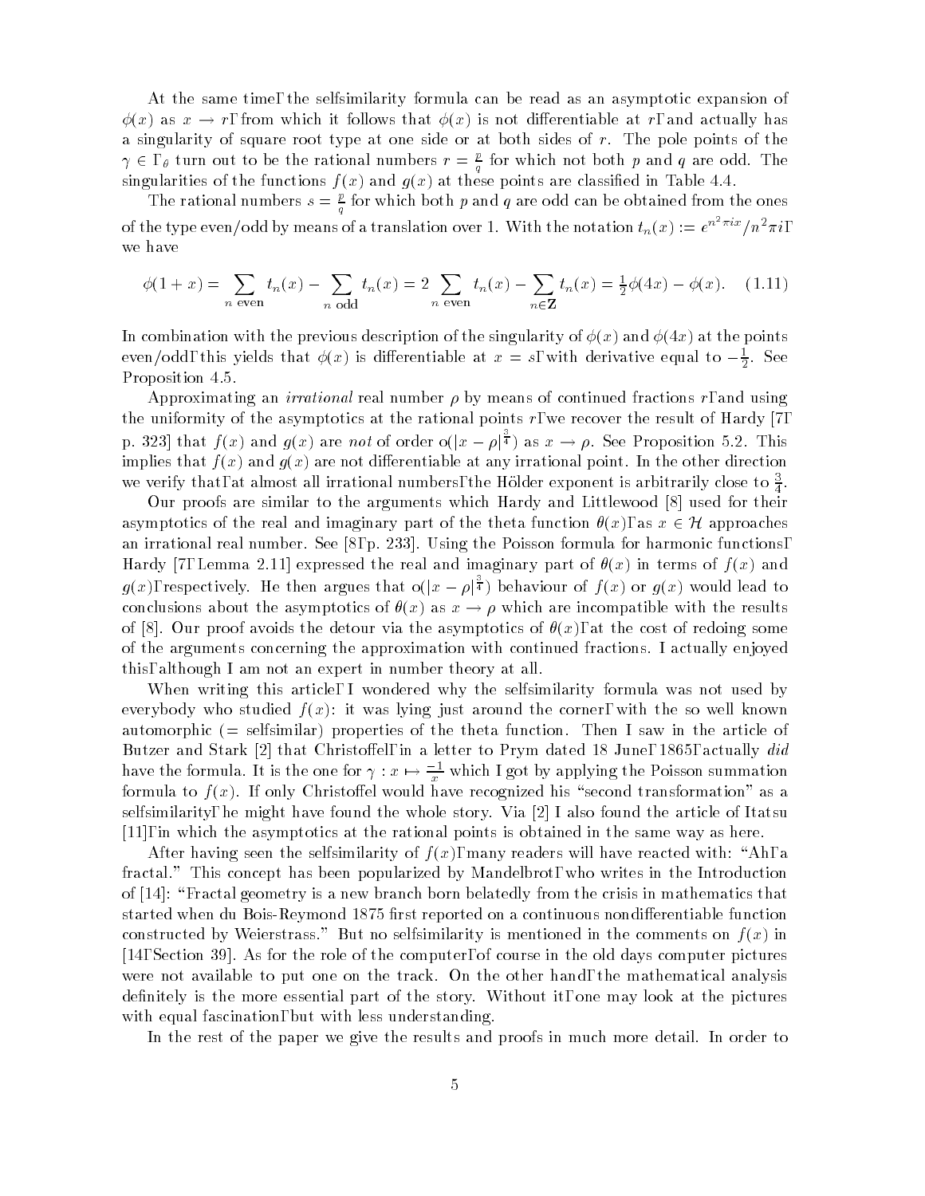At the same time, the selfsimilarity formula can be read as an asymptotic expansion of $\phi(x)$ as $x \to r$, from which it follows that $\phi(x)$ is not differentiable at $r$, and actually has a singularity of square root type at one side or at both sides of $r$. The pole points of the $\gamma \in \Gamma_\theta$ turn out to be the rational numbers $r = \frac{p}{q}$ for which not both $p$ and $q$ are odd. The singularities of the functions $f(x)$ and $g(x)$ at these points are classified in Table 4.4.

The rational numbers $s = \frac{p}{q}$ for which both $p$ and $q$ are odd can be obtained from the ones of the type even/odd by means of a translation over 1. With the notation $t_n(x) := e^{n^2 \pi i x}/n^2 \pi i$, we have

$$\phi(1+x) = \sum_{n \text{ even}} t_n(x) - \sum_{n \text{ odd}} t_n(x) = 2 \sum_{n \text{ even}} t_n(x) - \sum_{n \in \mathbf{Z}} t_n(x) = \tfrac{1}{2}\phi(4x) - \phi(x). \quad (1.11)$$

In combination with the previous description of the singularity of $\phi(x)$ and $\phi(4x)$ at the points even/odd, this yields that $\phi(x)$ is differentiable at $x = s$, with derivative equal to $-\frac{1}{2}$. See Proposition 4.5.

Approximating an *irrational* real number $\rho$ by means of continued fractions $r$, and using the uniformity of the asymptotics at the rational points $r$, we recover the result of Hardy [7, p. 323] that $f(x)$ and $g(x)$ are *not* of order $\mathrm{o}(|x-\rho|^{\frac{3}{4}})$ as $x \to \rho$. See Proposition 5.2. This implies that $f(x)$ and $g(x)$ are not differentiable at any irrational point. In the other direction we verify that, at almost all irrational numbers, the Hölder exponent is arbitrarily close to $\frac{3}{4}$.

Our proofs are similar to the arguments which Hardy and Littlewood [8] used for their asymptotics of the real and imaginary part of the theta function $\theta(x)$, as $x \in \mathcal{H}$ approaches an irrational real number. See [8, p. 233]. Using the Poisson formula for harmonic functions, Hardy [7, Lemma 2.11] expressed the real and imaginary part of $\theta(x)$ in terms of $f(x)$ and $g(x)$, respectively. He then argues that $\mathrm{o}(|x-\rho|^{\frac{3}{4}})$ behaviour of $f(x)$ or $g(x)$ would lead to conclusions about the asymptotics of $\theta(x)$ as $x \to \rho$ which are incompatible with the results of [8]. Our proof avoids the detour via the asymptotics of $\theta(x)$, at the cost of redoing some of the arguments concerning the approximation with continued fractions. I actually enjoyed this, although I am not an expert in number theory at all.

When writing this article, I wondered why the selfsimilarity formula was not used by everybody who studied $f(x)$: it was lying just around the corner, with the so well known automorphic (= selfsimilar) properties of the theta function. Then I saw in the article of Butzer and Stark [2] that Christoffel, in a letter to Prym dated 18 June, 1865, actually *did* have the formula. It is the one for $\gamma : x \mapsto \frac{-1}{x}$ which I got by applying the Poisson summation formula to $f(x)$. If only Christoffel would have recognized his "second transformation" as a selfsimilarity, he might have found the whole story. Via [2] I also found the article of Itatsu [11], in which the asymptotics at the rational points is obtained in the same way as here.

After having seen the selfsimilarity of $f(x)$, many readers will have reacted with: "Ah, a fractal." This concept has been popularized by Mandelbrot, who writes in the Introduction of [14]: "Fractal geometry is a new branch born belatedly from the crisis in mathematics that started when du Bois-Reymond 1875 first reported on a continuous nondifferentiable function constructed by Weierstrass." But no selfsimilarity is mentioned in the comments on $f(x)$ in [14, Section 39]. As for the role of the computer, of course in the old days computer pictures were not available to put one on the track. On the other hand, the mathematical analysis definitely is the more essential part of the story. Without it, one may look at the pictures with equal fascination, but with less understanding.

In the rest of the paper we give the results and proofs in much more detail. In order to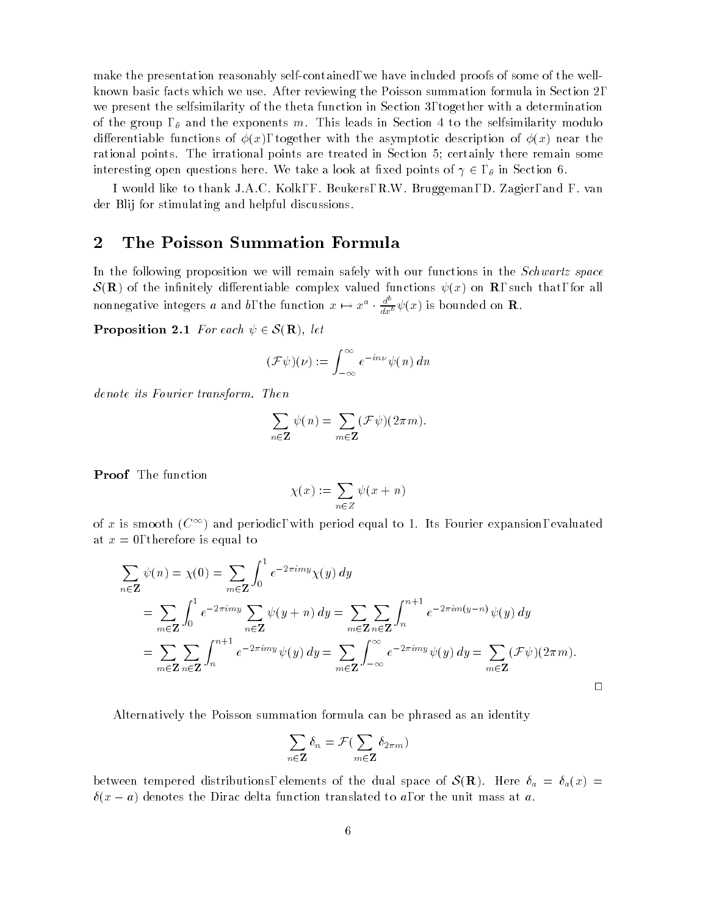make the presentation reasonably self-contained, we have included proofs of some of the well-known basic facts which we use. After reviewing the Poisson summation formula in Section 2, we present the selfsimilarity of the theta function in Section 3, together with a determination of the group $\Gamma_\theta$ and the exponents $m$. This leads in Section 4 to the selfsimilarity modulo differentiable functions of $\phi(x)$, together with the asymptotic description of $\phi(x)$ near the rational points. The irrational points are treated in Section 5; certainly there remain some interesting open questions here. We take a look at fixed points of $\gamma \in \Gamma_\theta$ in Section 6.

I would like to thank J.A.C. Kolk, F. Beukers, R.W. Bruggeman, D. Zagier, and F. van der Blij for stimulating and helpful discussions.

## 2 The Poisson Summation Formula

In the following proposition we will remain safely with our functions in the *Schwartz space* $\mathcal{S}(\mathbf{R})$ of the infinitely differentiable complex valued functions $\psi(x)$ on $\mathbf{R}$, such that, for all nonnegative integers $a$ and $b$, the function $x \mapsto x^a \cdot \frac{d^b}{dx^b}\psi(x)$ is bounded on $\mathbf{R}$.

**Proposition 2.1** *For each $\psi \in \mathcal{S}(\mathbf{R})$, let*

$$(\mathcal{F}\psi)(\nu) := \int_{-\infty}^{\infty} e^{-in\nu}\,\psi(n)\,dn$$

*denote its Fourier transform. Then*

$$\sum_{n\in\mathbf{Z}} \psi(n) = \sum_{m\in\mathbf{Z}} (\mathcal{F}\psi)(2\pi m).$$

**Proof** The function

$$\chi(x) := \sum_{n\in Z} \psi(x+n)$$

of $x$ is smooth ($C^\infty$) and periodic, with period equal to 1. Its Fourier expansion, evaluated at $x = 0$, therefore is equal to

$$\begin{aligned}
\sum_{n\in\mathbf{Z}} \psi(n) = \chi(0) &= \sum_{m\in\mathbf{Z}} \int_0^1 e^{-2\pi i m y}\chi(y)\,dy \\
&= \sum_{m\in\mathbf{Z}} \int_0^1 e^{-2\pi i m y} \sum_{n\in\mathbf{Z}} \psi(y+n)\,dy = \sum_{m\in\mathbf{Z}} \sum_{n\in\mathbf{Z}} \int_n^{n+1} e^{-2\pi i m(y-n)}\,\psi(y)\,dy \\
&= \sum_{m\in\mathbf{Z}} \sum_{n\in\mathbf{Z}} \int_n^{n+1} e^{-2\pi i m y}\,\psi(y)\,dy = \sum_{m\in\mathbf{Z}} \int_{-\infty}^{\infty} e^{-2\pi i m y}\,\psi(y)\,dy = \sum_{m\in\mathbf{Z}} (\mathcal{F}\psi)(2\pi m).
\end{aligned}$$

□

Alternatively the Poisson summation formula can be phrased as an identity

$$\sum_{n\in\mathbf{Z}} \delta_n = \mathcal{F}(\sum_{m\in\mathbf{Z}} \delta_{2\pi m})$$

between tempered distributions, elements of the dual space of $\mathcal{S}(\mathbf{R})$. Here $\delta_a = \delta_a(x) = \delta(x-a)$ denotes the Dirac delta function translated to $a$, or the unit mass at $a$.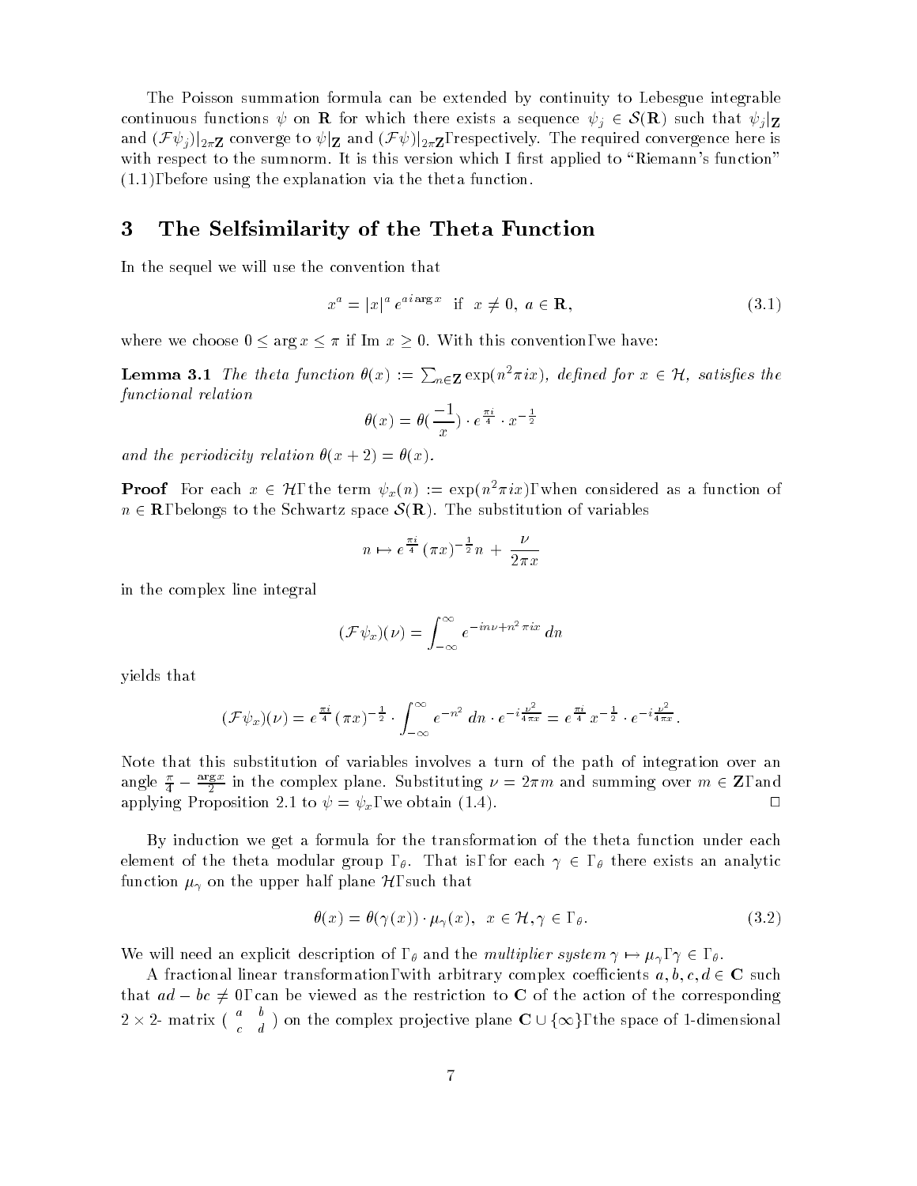The Poisson summation formula can be extended by continuity to Lebesgue integrable continuous functions $\psi$ on $\mathbf{R}$ for which there exists a sequence $\psi_j \in \mathcal{S}(\mathbf{R})$ such that $\psi_j|_{\mathbf{Z}}$ and $(\mathcal{F}\psi_j)|_{2\pi\mathbf{Z}}$ converge to $\psi|_{\mathbf{Z}}$ and $(\mathcal{F}\psi)|_{2\pi\mathbf{Z}}$, respectively. The required convergence here is with respect to the sumnorm. It is this version which I first applied to "Riemann's function" (1.1), before using the explanation via the theta function.

# 3 The Selfsimilarity of the Theta Function

In the sequel we will use the convention that

$$x^a = |x|^a \, e^{a\, i \arg x} \quad \text{if} \quad x \neq 0, \; a \in \mathbf{R}, \tag{3.1}$$

where we choose $0 \leq \arg x \leq \pi$ if Im $x \geq 0$. With this convention, we have:

**Lemma 3.1** *The theta function $\theta(x) := \sum_{n \in \mathbf{Z}} \exp(n^2 \pi i x)$, defined for $x \in \mathcal{H}$, satisfies the functional relation*

$$\theta(x) = \theta(\frac{-1}{x}) \cdot e^{\frac{\pi i}{4}} \cdot x^{-\frac{1}{2}}$$

*and the periodicity relation $\theta(x+2) = \theta(x)$.*

**Proof** For each $x \in \mathcal{H}$, the term $\psi_x(n) := \exp(n^2 \pi i x)$, when considered as a function of $n \in \mathbf{R}$, belongs to the Schwartz space $\mathcal{S}(\mathbf{R})$. The substitution of variables

$$n \mapsto e^{\frac{\pi i}{4}} \, (\pi x)^{-\frac{1}{2}} n \, + \, \frac{\nu}{2\pi x}$$

in the complex line integral

$$(\mathcal{F}\psi_x)(\nu) = \int_{-\infty}^{\infty} e^{-in\nu + n^2 \pi i x} \, dn$$

yields that

$$(\mathcal{F}\psi_x)(\nu) = e^{\frac{\pi i}{4}} \, (\pi x)^{-\frac{1}{2}} \cdot \int_{-\infty}^{\infty} e^{-n^2} \, dn \cdot e^{-i \frac{\nu^2}{4\pi x}} = e^{\frac{\pi i}{4}} \, x^{-\frac{1}{2}} \cdot e^{-i \frac{\nu^2}{4\pi x}}.$$

Note that this substitution of variables involves a turn of the path of integration over an angle $\frac{\pi}{4} - \frac{\arg x}{2}$ in the complex plane. Substituting $\nu = 2\pi m$ and summing over $m \in \mathbf{Z}$, and applying Proposition 2.1 to $\psi = \psi_x$, we obtain (1.4). $\square$

By induction we get a formula for the transformation of the theta function under each element of the theta modular group $\Gamma_\theta$. That is, for each $\gamma \in \Gamma_\theta$ there exists an analytic function $\mu_\gamma$ on the upper half plane $\mathcal{H}$, such that

$$\theta(x) = \theta(\gamma(x)) \cdot \mu_\gamma(x), \;\; x \in \mathcal{H}, \gamma \in \Gamma_\theta. \tag{3.2}$$

We will need an explicit description of $\Gamma_\theta$ and the *multiplier system* $\gamma \mapsto \mu_\gamma$, $\gamma \in \Gamma_\theta$.

A fractional linear transformation, with arbitrary complex coefficients $a, b, c, d \in \mathbf{C}$ such that $ad - bc \neq 0$, can be viewed as the restriction to $\mathbf{C}$ of the action of the corresponding $2 \times 2$- matrix $\left( \begin{smallmatrix} a & b \\ c & d \end{smallmatrix} \right)$ on the complex projective plane $\mathbf{C} \cup \{\infty\}$, the space of 1-dimensional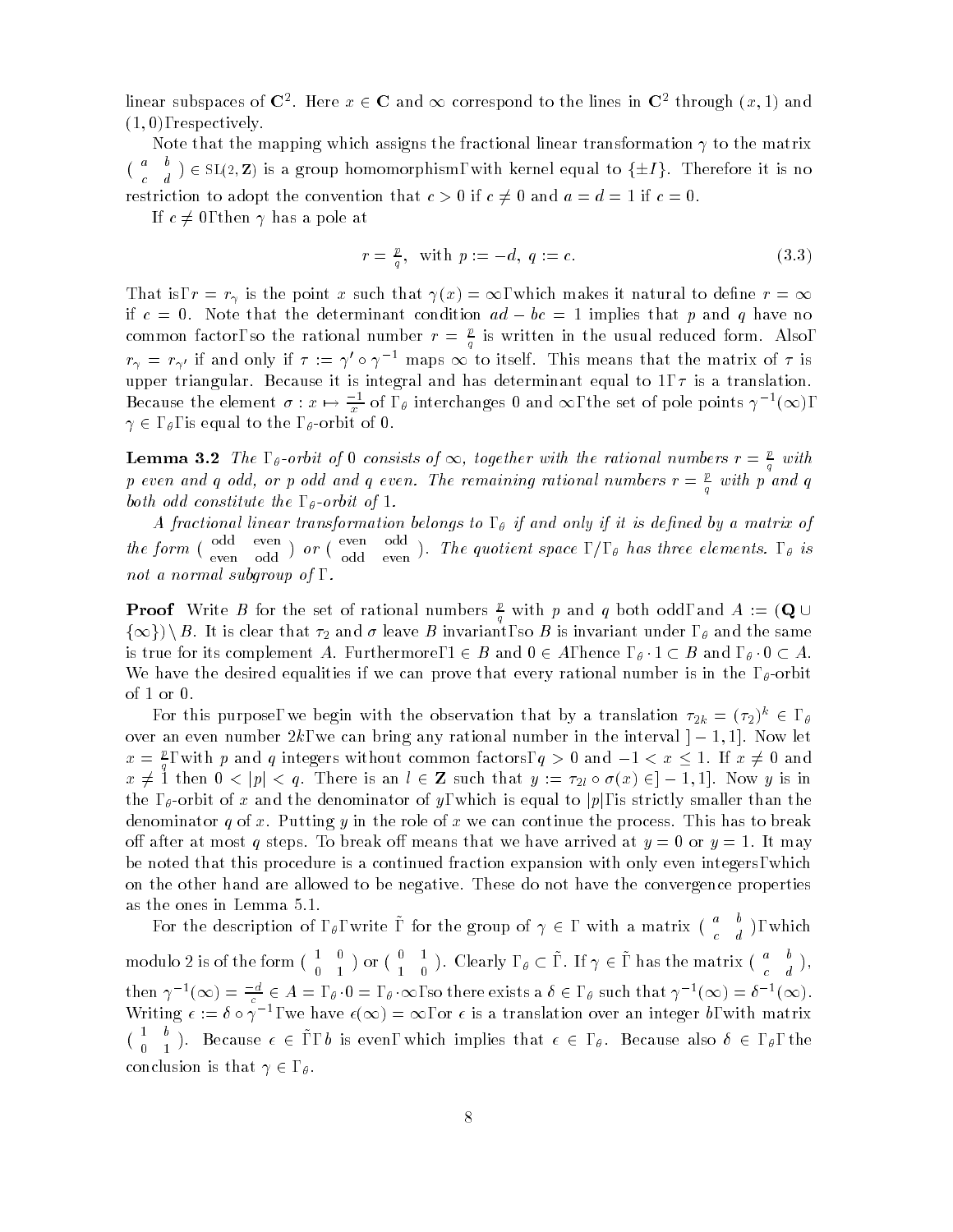linear subspaces of $\mathbf{C}^2$. Here $x \in \mathbf{C}$ and $\infty$ correspond to the lines in $\mathbf{C}^2$ through $(x, 1)$ and $(1, 0)$, respectively.

Note that the mapping which assigns the fractional linear transformation $\gamma$ to the matrix $\begin{pmatrix} a & b \\ c & d \end{pmatrix} \in \mathrm{SL}(2, \mathbf{Z})$ is a group homomorphism, with kernel equal to $\{\pm I\}$. Therefore it is no restriction to adopt the convention that $c > 0$ if $c \neq 0$ and $a = d = 1$ if $c = 0$.

If $c \neq 0$, then $\gamma$ has a pole at

$$r = \tfrac{p}{q}, \text{ with } p := -d,\ q := c. \tag{3.3}$$

That is, $r = r_\gamma$ is the point $x$ such that $\gamma(x) = \infty$, which makes it natural to define $r = \infty$ if $c = 0$. Note that the determinant condition $ad - bc = 1$ implies that $p$ and $q$ have no common factor, so the rational number $r = \frac{p}{q}$ is written in the usual reduced form. Also, $r_\gamma = r_{\gamma'}$ if and only if $\tau := \gamma' \circ \gamma^{-1}$ maps $\infty$ to itself. This means that the matrix of $\tau$ is upper triangular. Because it is integral and has determinant equal to 1, $\tau$ is a translation. Because the element $\sigma : x \mapsto \frac{-1}{x}$ of $\Gamma_\theta$ interchanges 0 and $\infty$, the set of pole points $\gamma^{-1}(\infty)$, $\gamma \in \Gamma_\theta$, is equal to the $\Gamma_\theta$-orbit of 0.

**Lemma 3.2** *The $\Gamma_\theta$-orbit of 0 consists of $\infty$, together with the rational numbers $r = \frac{p}{q}$ with $p$ even and $q$ odd, or $p$ odd and $q$ even. The remaining rational numbers $r = \frac{p}{q}$ with $p$ and $q$ both odd constitute the $\Gamma_\theta$-orbit of 1.*

*A fractional linear transformation belongs to $\Gamma_\theta$ if and only if it is defined by a matrix of the form $\begin{pmatrix} \text{odd} & \text{even} \\ \text{even} & \text{odd} \end{pmatrix}$ or $\begin{pmatrix} \text{even} & \text{odd} \\ \text{odd} & \text{even} \end{pmatrix}$. The quotient space $\Gamma / \Gamma_\theta$ has three elements. $\Gamma_\theta$ is not a normal subgroup of $\Gamma$.*

**Proof** Write $B$ for the set of rational numbers $\frac{p}{q}$ with $p$ and $q$ both odd, and $A := (\mathbf{Q} \cup \{\infty\}) \setminus B$. It is clear that $\tau_2$ and $\sigma$ leave $B$ invariant, so $B$ is invariant under $\Gamma_\theta$ and the same is true for its complement $A$. Furthermore, $1 \in B$ and $0 \in A$, hence $\Gamma_\theta \cdot 1 \subset B$ and $\Gamma_\theta \cdot 0 \subset A$. We have the desired equalities if we can prove that every rational number is in the $\Gamma_\theta$-orbit of 1 or 0.

For this purpose, we begin with the observation that by a translation $\tau_{2k} = (\tau_2)^k \in \Gamma_\theta$ over an even number $2k$, we can bring any rational number in the interval $]-1, 1]$. Now let $x = \frac{p}{q}$, with $p$ and $q$ integers without common factors, $q > 0$ and $-1 < x \leq 1$. If $x \neq 0$ and $x \neq 1$ then $0 < |p| < q$. There is an $l \in \mathbf{Z}$ such that $y := \tau_{2l} \circ \sigma(x) \in ]-1, 1]$. Now $y$ is in the $\Gamma_\theta$-orbit of $x$ and the denominator of $y$, which is equal to $|p|$, is strictly smaller than the denominator $q$ of $x$. Putting $y$ in the role of $x$ we can continue the process. This has to break off after at most $q$ steps. To break off means that we have arrived at $y = 0$ or $y = 1$. It may be noted that this procedure is a continued fraction expansion with only even integers, which on the other hand are allowed to be negative. These do not have the convergence properties as the ones in Lemma 5.1.

For the description of $\Gamma_\theta$, write $\tilde{\Gamma}$ for the group of $\gamma \in \Gamma$ with a matrix $\begin{pmatrix} a & b \\ c & d \end{pmatrix}$, which modulo 2 is of the form $\begin{pmatrix} 1 & 0 \\ 0 & 1 \end{pmatrix}$ or $\begin{pmatrix} 0 & 1 \\ 1 & 0 \end{pmatrix}$. Clearly $\Gamma_\theta \subset \tilde{\Gamma}$. If $\gamma \in \tilde{\Gamma}$ has the matrix $\begin{pmatrix} a & b \\ c & d \end{pmatrix}$, then $\gamma^{-1}(\infty) = \frac{-d}{c} \in A = \Gamma_\theta \cdot 0 = \Gamma_\theta \cdot \infty$, so there exists a $\delta \in \Gamma_\theta$ such that $\gamma^{-1}(\infty) = \delta^{-1}(\infty)$. Writing $\epsilon := \delta \circ \gamma^{-1}$, we have $\epsilon(\infty) = \infty$, or $\epsilon$ is a translation over an integer $b$, with matrix $\begin{pmatrix} 1 & b \\ 0 & 1 \end{pmatrix}$. Because $\epsilon \in \tilde{\Gamma}$, $b$ is even, which implies that $\epsilon \in \Gamma_\theta$. Because also $\delta \in \Gamma_\theta$, the conclusion is that $\gamma \in \Gamma_\theta$.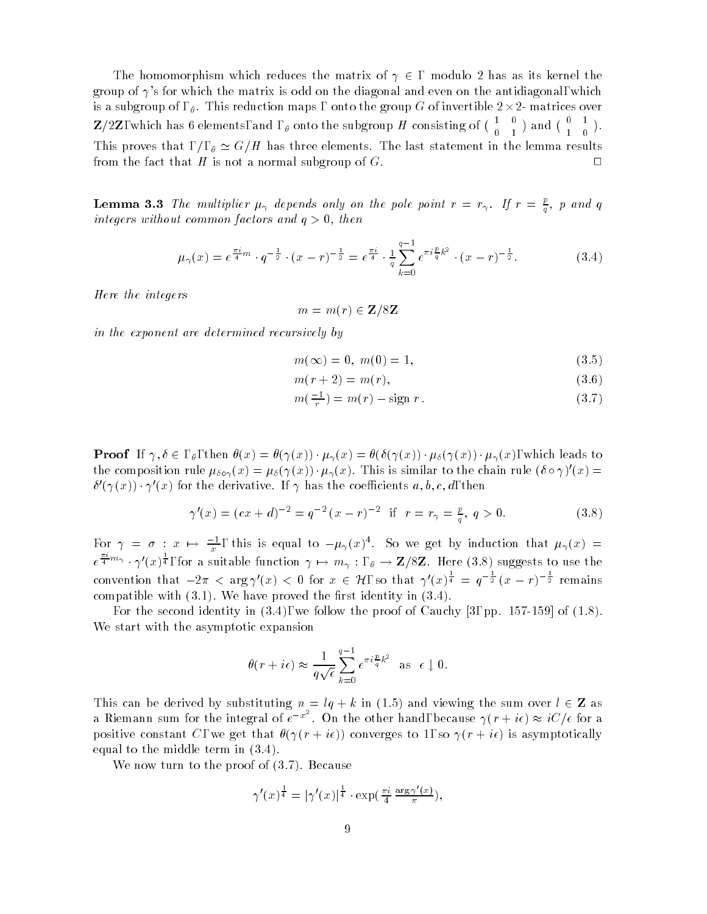The homomorphism which reduces the matrix of $\gamma \in \Gamma$ modulo 2 has as its kernel the group of $\gamma$'s for which the matrix is odd on the diagonal and even on the antidiagonal, which is a subgroup of $\Gamma_\theta$. This reduction maps $\Gamma$ onto the group $G$ of invertible $2\times 2$- matrices over $\mathbf{Z}/2\mathbf{Z}$, which has 6 elements, and $\Gamma_\theta$ onto the subgroup $H$ consisting of $\left(\begin{smallmatrix} 1 & 0 \\ 0 & 1 \end{smallmatrix}\right)$ and $\left(\begin{smallmatrix} 0 & 1 \\ 1 & 0 \end{smallmatrix}\right)$. This proves that $\Gamma/\Gamma_\theta \simeq G/H$ has three elements. The last statement in the lemma results from the fact that $H$ is not a normal subgroup of $G$. □

**Lemma 3.3** *The multiplier $\mu_\gamma$ depends only on the pole point $r = r_\gamma$. If $r = \frac{p}{q}$, $p$ and $q$ integers without common factors and $q > 0$, then*

$$\mu_\gamma(x) = e^{\frac{\pi i}{4} m} \cdot q^{-\frac{1}{2}} \cdot (x-r)^{-\frac{1}{2}} = e^{\frac{\pi i}{4}} \cdot \frac{1}{q} \sum_{k=0}^{q-1} e^{\pi i \frac{p}{q} k^2} \cdot (x-r)^{-\frac{1}{2}}. \tag{3.4}$$

*Here the integers*

$$m = m(r) \in \mathbf{Z}/8\mathbf{Z}$$

*in the exponent are determined recursively by*

$$m(\infty) = 0,\ m(0) = 1, \tag{3.5}$$

$$m(r+2) = m(r), \tag{3.6}$$

$$m(\tfrac{-1}{r}) = m(r) - \operatorname{sign} r\,. \tag{3.7}$$

**Proof** If $\gamma, \delta \in \Gamma_\theta$, then $\theta(x) = \theta(\gamma(x)) \cdot \mu_\gamma(x) = \theta(\delta(\gamma(x)) \cdot \mu_\delta(\gamma(x)) \cdot \mu_\gamma(x)$, which leads to the composition rule $\mu_{\delta\circ\gamma}(x) = \mu_\delta(\gamma(x)) \cdot \mu_\gamma(x)$. This is similar to the chain rule $(\delta\circ\gamma)'(x) = \delta'(\gamma(x)) \cdot \gamma'(x)$ for the derivative. If $\gamma$ has the coefficients $a, b, c, d$, then

$$\gamma'(x) = (cx+d)^{-2} = q^{-2}(x-r)^{-2} \ \text{ if } \ r = r_\gamma = \tfrac{p}{q},\ q > 0. \tag{3.8}$$

For $\gamma = \sigma : x \mapsto \frac{-1}{x}$, this is equal to $-\mu_\gamma(x)^4$. So we get by induction that $\mu_\gamma(x) = e^{\frac{\pi i}{4} m_\gamma} \cdot \gamma'(x)^{\frac{1}{4}}$, for a suitable function $\gamma \mapsto m_\gamma : \Gamma_\theta \to \mathbf{Z}/8\mathbf{Z}$. Here (3.8) suggests to use the convention that $-2\pi < \arg\gamma'(x) < 0$ for $x \in \mathcal{H}$, so that $\gamma'(x)^{\frac{1}{4}} = q^{-\frac{1}{2}}(x-r)^{-\frac{1}{2}}$ remains compatible with (3.1). We have proved the first identity in (3.4).

For the second identity in (3.4), we follow the proof of Cauchy [3, pp. 157-159] of (1.8). We start with the asymptotic expansion

$$\theta(r + i\epsilon) \approx \frac{1}{q\sqrt{\epsilon}} \sum_{k=0}^{q-1} e^{\pi i \frac{p}{q} k^2} \quad \text{as} \quad \epsilon \downarrow 0.$$

This can be derived by substituting $n = lq + k$ in (1.5) and viewing the sum over $l \in \mathbf{Z}$ as a Riemann sum for the integral of $e^{-x^2}$. On the other hand, because $\gamma(r + i\epsilon) \approx iC/\epsilon$ for a positive constant $C$, we get that $\theta(\gamma(r + i\epsilon))$ converges to 1, so $\gamma(r + i\epsilon)$ is asymptotically equal to the middle term in (3.4).

We now turn to the proof of (3.7). Because

$$\gamma'(x)^{\frac{1}{4}} = |\gamma'(x)|^{\frac{1}{4}} \cdot \exp\left(\frac{\pi i}{4} \frac{\arg\gamma'(x)}{\pi}\right),$$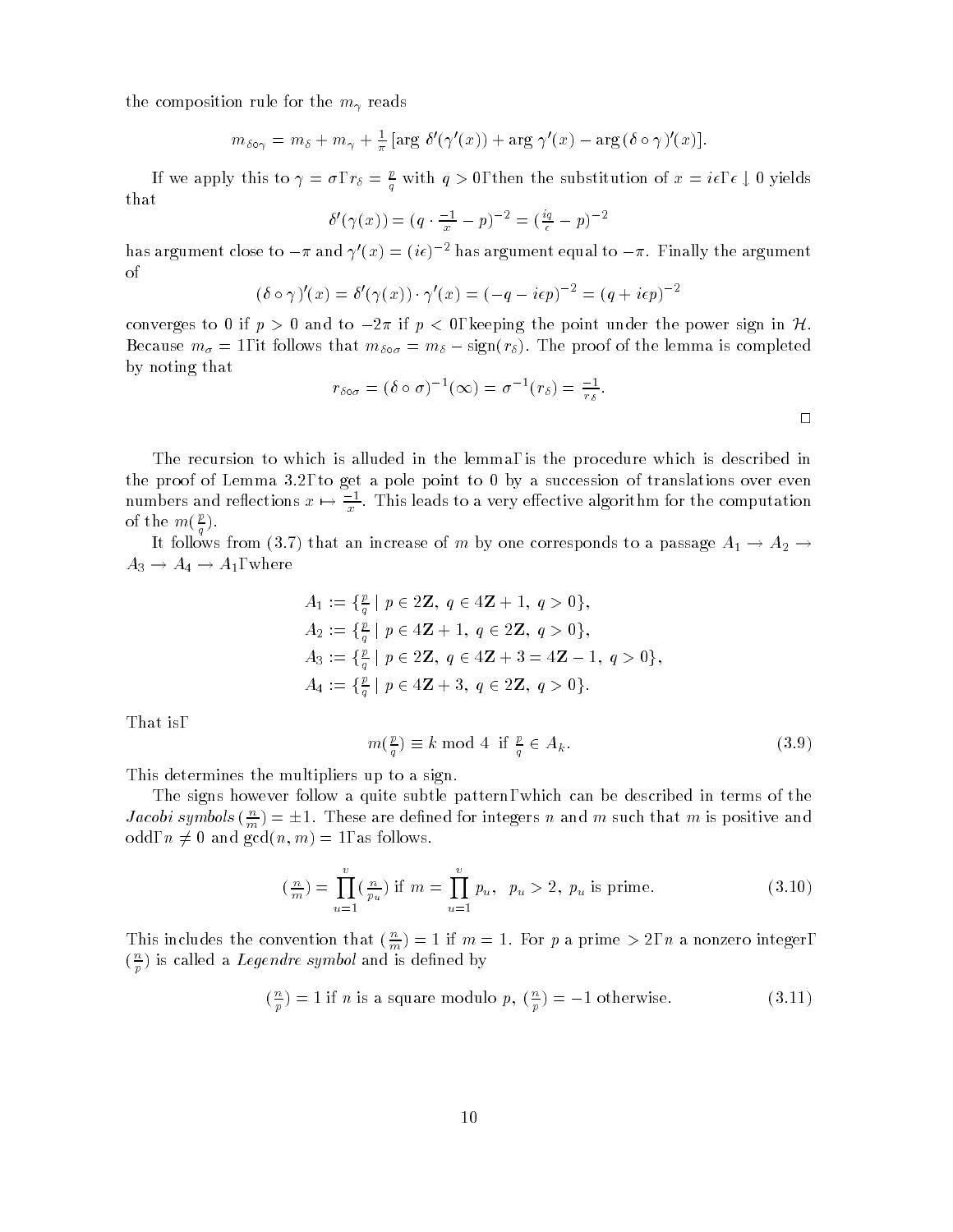the composition rule for the $m_\gamma$ reads

$$m_{\delta\circ\gamma} = m_\delta + m_\gamma + \tfrac{1}{\pi}\,[\arg\,\delta'(\gamma'(x)) + \arg\,\gamma'(x) - \arg\,(\delta\circ\gamma)'(x)].$$

If we apply this to $\gamma = \sigma$, $r_\delta = \frac{p}{q}$ with $q > 0$, then the substitution of $x = i\epsilon$, $\epsilon \downarrow 0$ yields that

$$\delta'(\gamma(x)) = (q\cdot\tfrac{-1}{x} - p)^{-2} = (\tfrac{iq}{\epsilon} - p)^{-2}$$

has argument close to $-\pi$ and $\gamma'(x) = (i\epsilon)^{-2}$ has argument equal to $-\pi$. Finally the argument of

$$(\delta\circ\gamma)'(x) = \delta'(\gamma(x))\cdot\gamma'(x) = (-q - i\epsilon p)^{-2} = (q + i\epsilon p)^{-2}$$

converges to 0 if $p > 0$ and to $-2\pi$ if $p < 0$, keeping the point under the power sign in $\mathcal{H}$. Because $m_\sigma = 1$, it follows that $m_{\delta\circ\sigma} = m_\delta - \mathrm{sign}(r_\delta)$. The proof of the lemma is completed by noting that

$$r_{\delta\circ\sigma} = (\delta\circ\sigma)^{-1}(\infty) = \sigma^{-1}(r_\delta) = \tfrac{-1}{r_\delta}.$$

$\square$

The recursion to which is alluded in the lemma, is the procedure which is described in the proof of Lemma 3.2, to get a pole point to 0 by a succession of translations over even numbers and reflections $x \mapsto \frac{-1}{x}$. This leads to a very effective algorithm for the computation of the $m(\frac{p}{q})$.

It follows from (3.7) that an increase of $m$ by one corresponds to a passage $A_1 \to A_2 \to A_3 \to A_4 \to A_1$, where

$$\begin{aligned}
A_1 &:= \{\tfrac{p}{q} \mid p \in 2\mathbf{Z},\ q \in 4\mathbf{Z}+1,\ q > 0\},\\
A_2 &:= \{\tfrac{p}{q} \mid p \in 4\mathbf{Z}+1,\ q \in 2\mathbf{Z},\ q > 0\},\\
A_3 &:= \{\tfrac{p}{q} \mid p \in 2\mathbf{Z},\ q \in 4\mathbf{Z}+3 = 4\mathbf{Z}-1,\ q > 0\},\\
A_4 &:= \{\tfrac{p}{q} \mid p \in 4\mathbf{Z}+3,\ q \in 2\mathbf{Z},\ q > 0\}.
\end{aligned}$$

That is,

$$m(\tfrac{p}{q}) \equiv k \bmod 4 \ \text{ if } \tfrac{p}{q} \in A_k. \tag{3.9}$$

This determines the multipliers up to a sign.

The signs however follow a quite subtle pattern, which can be described in terms of the *Jacobi symbols* $(\frac{n}{m}) = \pm 1$. These are defined for integers $n$ and $m$ such that $m$ is positive and odd, $n \neq 0$ and $\gcd(n, m) = 1$, as follows.

$$(\tfrac{n}{m}) = \prod_{u=1}^{v} (\tfrac{n}{p_u}) \text{ if } m = \prod_{u=1}^{v} p_u,\ \ p_u > 2,\ p_u \text{ is prime.} \tag{3.10}$$

This includes the convention that $(\frac{n}{m}) = 1$ if $m = 1$. For $p$ a prime $> 2$, $n$ a nonzero integer, $(\frac{n}{p})$ is called a *Legendre symbol* and is defined by

$$(\tfrac{n}{p}) = 1 \text{ if } n \text{ is a square modulo } p,\ (\tfrac{n}{p}) = -1 \text{ otherwise.} \tag{3.11}$$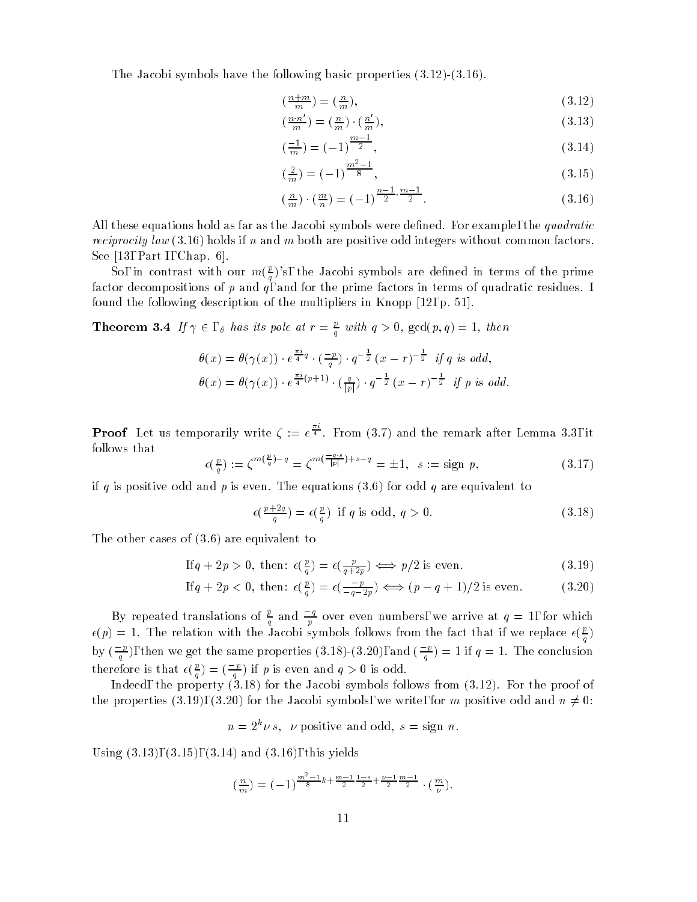The Jacobi symbols have the following basic properties (3.12)-(3.16).

$$(\tfrac{n+m}{m}) = (\tfrac{n}{m}), \tag{3.12}$$

$$(\tfrac{n \cdot n'}{m}) = (\tfrac{n}{m}) \cdot (\tfrac{n'}{m}), \tag{3.13}$$

$$(\tfrac{-1}{m}) = (-1)^{\frac{m-1}{2}}, \tag{3.14}$$

$$(\tfrac{2}{m}) = (-1)^{\frac{m^2-1}{8}}, \tag{3.15}$$

$$(\tfrac{n}{m}) \cdot (\tfrac{m}{n}) = (-1)^{\frac{n-1}{2} \cdot \frac{m-1}{2}}. \tag{3.16}$$

All these equations hold as far as the Jacobi symbols were defined. For example, the *quadratic reciprocity law* (3.16) holds if $n$ and $m$ both are positive odd integers without common factors. See [13, Part I, Chap. 6].

So, in contrast with our $m(\frac{p}{q})$'s, the Jacobi symbols are defined in terms of the prime factor decompositions of $p$ and $q$, and for the prime factors in terms of quadratic residues. I found the following description of the multipliers in Knopp [12, p. 51].

**Theorem 3.4** *If $\gamma \in \Gamma_\theta$ has its pole at $r = \frac{p}{q}$ with $q > 0$, $\gcd(p, q) = 1$, then*

$$\theta(x) = \theta(\gamma(x)) \cdot e^{\frac{\pi i}{4} q} \cdot (\tfrac{-p}{q}) \cdot q^{-\frac{1}{2}} \, (x - r)^{-\frac{1}{2}} \;\; \text{if } q \text{ is odd},$$

$$\theta(x) = \theta(\gamma(x)) \cdot e^{\frac{\pi i}{4} (p+1)} \cdot (\tfrac{q}{|p|}) \cdot q^{-\frac{1}{2}} \, (x - r)^{-\frac{1}{2}} \;\; \text{if } p \text{ is odd}.$$

**Proof** Let us temporarily write $\zeta := e^{\frac{\pi i}{4}}$. From (3.7) and the remark after Lemma 3.3, it follows that

$$\epsilon(\tfrac{p}{q}) := \zeta^{m(\frac{p}{q}) - q} = \zeta^{m(\frac{-q \cdot s}{|p|}) + s - q} = \pm 1, \;\; s := \text{sign } p, \tag{3.17}$$

if $q$ is positive odd and $p$ is even. The equations (3.6) for odd $q$ are equivalent to

$$\epsilon(\tfrac{p+2q}{q}) = \epsilon(\tfrac{p}{q}) \text{ if } q \text{ is odd, } q > 0. \tag{3.18}$$

The other cases of (3.6) are equivalent to

$$\text{If} q + 2p > 0, \text{ then: } \epsilon(\tfrac{p}{q}) = \epsilon(\tfrac{p}{q+2p}) \iff p/2 \text{ is even.} \tag{3.19}$$

$$\text{If} q + 2p < 0, \text{ then: } \epsilon(\tfrac{p}{q}) = \epsilon(\tfrac{-p}{-q-2p}) \iff (p - q + 1)/2 \text{ is even.} \tag{3.20}$$

By repeated translations of $\frac{p}{q}$ and $\frac{-q}{p}$ over even numbers, we arrive at $q = 1$, for which $\epsilon(p) = 1$. The relation with the Jacobi symbols follows from the fact that if we replace $\epsilon(\frac{p}{q})$ by $(\frac{-p}{q})$, then we get the same properties (3.18)-(3.20), and $(\frac{-p}{q}) = 1$ if $q = 1$. The conclusion therefore is that $\epsilon(\frac{p}{q}) = (\frac{-p}{q})$ if $p$ is even and $q > 0$ is odd.

Indeed, the property (3.18) for the Jacobi symbols follows from (3.12). For the proof of the properties (3.19), (3.20) for the Jacobi symbols, we write, for $m$ positive odd and $n \neq 0$:

$$n = 2^k \nu \, s, \;\; \nu \text{ positive and odd, } s = \text{sign } n.$$

Using (3.13), (3.15), (3.14) and (3.16), this yields

$$(\tfrac{n}{m}) = (-1)^{\frac{m^2-1}{8} k + \frac{m-1}{2} \frac{1-s}{2} + \frac{\nu - 1}{2} \frac{m-1}{2}} \cdot (\tfrac{m}{\nu}).$$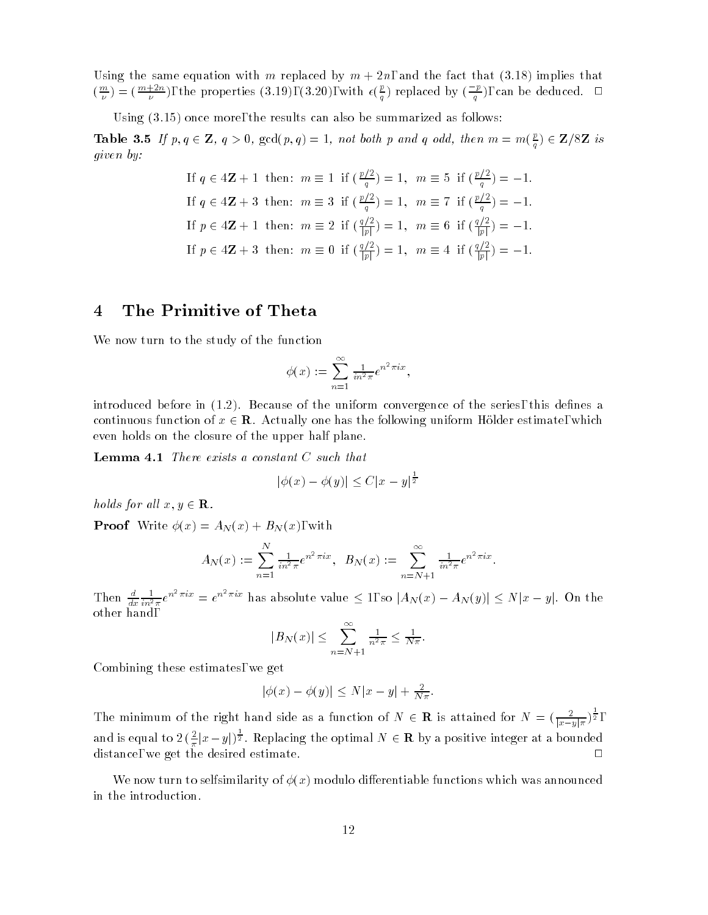Using the same equation with $m$ replaced by $m+2n$, and the fact that (3.18) implies that $(\frac{m}{\nu}) = (\frac{m+2n}{\nu})$, the properties (3.19),(3.20), with $\epsilon(\frac{p}{q})$ replaced by $(\frac{-p}{q})$, can be deduced. $\square$

Using (3.15) once more, the results can also be summarized as follows:

**Table 3.5** *If $p, q \in \mathbf{Z}$, $q > 0$, $\gcd(p, q) = 1$, not both $p$ and $q$ odd, then $m = m(\frac{p}{q}) \in \mathbf{Z}/8\mathbf{Z}$ is given by:*

$$\text{If } q \in 4\mathbf{Z}+1 \text{ then: } m \equiv 1 \text{ if } (\tfrac{p/2}{q}) = 1, \;\; m \equiv 5 \text{ if } (\tfrac{p/2}{q}) = -1.$$

$$\text{If } q \in 4\mathbf{Z}+3 \text{ then: } m \equiv 3 \text{ if } (\tfrac{p/2}{q}) = 1, \;\; m \equiv 7 \text{ if } (\tfrac{p/2}{q}) = -1.$$

$$\text{If } p \in 4\mathbf{Z}+1 \text{ then: } m \equiv 2 \text{ if } (\tfrac{q/2}{|p|}) = 1, \;\; m \equiv 6 \text{ if } (\tfrac{q/2}{|p|}) = -1.$$

$$\text{If } p \in 4\mathbf{Z}+3 \text{ then: } m \equiv 0 \text{ if } (\tfrac{q/2}{|p|}) = 1, \;\; m \equiv 4 \text{ if } (\tfrac{q/2}{|p|}) = -1.$$

# 4 The Primitive of Theta

We now turn to the study of the function

$$\phi(x) := \sum_{n=1}^{\infty} \tfrac{1}{in^2\pi} e^{n^2\pi i x},$$

introduced before in (1.2). Because of the uniform convergence of the series, this defines a continuous function of $x \in \mathbf{R}$. Actually one has the following uniform Hölder estimate, which even holds on the closure of the upper half plane.

**Lemma 4.1** *There exists a constant $C$ such that*

$$|\phi(x) - \phi(y)| \leq C|x-y|^{\frac{1}{2}}$$

*holds for all $x, y \in \mathbf{R}$.*

**Proof** Write $\phi(x) = A_N(x) + B_N(x)$, with

$$A_N(x) := \sum_{n=1}^{N} \tfrac{1}{in^2\pi} e^{n^2\pi i x}, \;\; B_N(x) := \sum_{n=N+1}^{\infty} \tfrac{1}{in^2\pi} e^{n^2\pi i x}.$$

Then $\frac{d}{dx}\frac{1}{in^2\pi}e^{n^2\pi i x} = e^{n^2\pi i x}$ has absolute value $\leq 1$, so $|A_N(x) - A_N(y)| \leq N|x-y|$. On the other hand,

$$|B_N(x)| \leq \sum_{n=N+1}^{\infty} \tfrac{1}{n^2\pi} \leq \tfrac{1}{N\pi}.$$

Combining these estimates, we get

$$|\phi(x) - \phi(y)| \leq N|x-y| + \tfrac{2}{N\pi}.$$

The minimum of the right hand side as a function of $N \in \mathbf{R}$ is attained for $N = (\frac{2}{|x-y|\pi})^{\frac{1}{2}}$, and is equal to $2\,(\frac{2}{\pi}|x-y|)^{\frac{1}{2}}$. Replacing the optimal $N \in \mathbf{R}$ by a positive integer at a bounded distance, we get the desired estimate. $\square$

We now turn to selfsimilarity of $\phi(x)$ modulo differentiable functions which was announced in the introduction.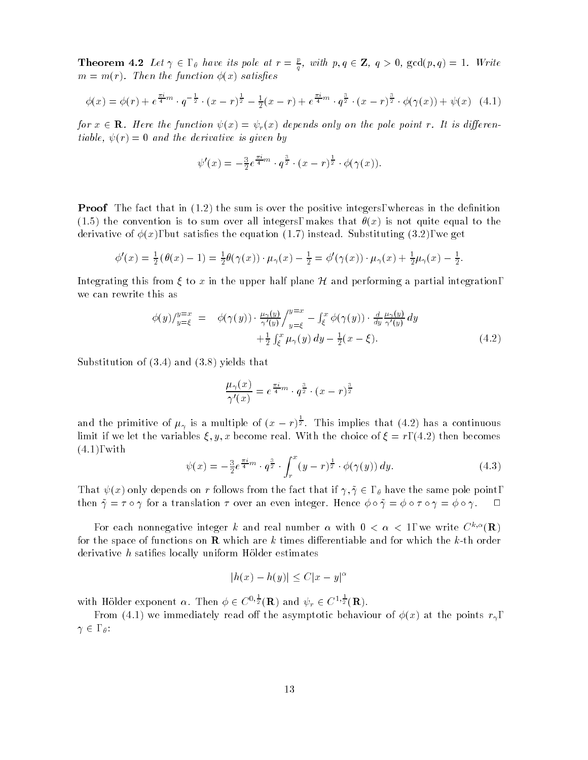**Theorem 4.2** *Let $\gamma \in \Gamma_\theta$ have its pole at $r = \frac{p}{q}$, with $p, q \in \mathbf{Z}$, $q > 0$, $\gcd(p,q) = 1$. Write $m = m(r)$. Then the function $\phi(x)$ satisfies*

$$\phi(x) = \phi(r) + e^{\frac{\pi i}{4}m} \cdot q^{-\frac{1}{2}} \cdot (x-r)^{\frac{1}{2}} - \tfrac{1}{2}(x-r) + e^{\frac{\pi i}{4}m} \cdot q^{\frac{3}{2}} \cdot (x-r)^{\frac{3}{2}} \cdot \phi(\gamma(x)) + \psi(x) \quad (4.1)$$

*for $x \in \mathbf{R}$. Here the function $\psi(x) = \psi_r(x)$ depends only on the pole point $r$. It is differentiable, $\psi(r) = 0$ and the derivative is given by*

$$\psi'(x) = -\tfrac{3}{2} e^{\frac{\pi i}{4}m} \cdot q^{\frac{3}{2}} \cdot (x-r)^{\frac{1}{2}} \cdot \phi(\gamma(x)).$$

**Proof** The fact that in (1.2) the sum is over the positive integers, whereas in the definition (1.5) the convention is to sum over all integers, makes that $\theta(x)$ is not quite equal to the derivative of $\phi(x)$, but satisfies the equation (1.7) instead. Substituting (3.2), we get

$$\phi'(x) = \tfrac{1}{2}(\theta(x) - 1) = \tfrac{1}{2}\theta(\gamma(x)) \cdot \mu_\gamma(x) - \tfrac{1}{2} = \phi'(\gamma(x)) \cdot \mu_\gamma(x) + \tfrac{1}{2}\mu_\gamma(x) - \tfrac{1}{2}.$$

Integrating this from $\xi$ to $x$ in the upper half plane $\mathcal{H}$ and performing a partial integration, we can rewrite this as

$$\begin{aligned} \phi(y)\Big/_{y=\xi}^{y=x} &= \phi(\gamma(y)) \cdot \frac{\mu_\gamma(y)}{\gamma'(y)}\Big/_{y=\xi}^{y=x} - \int_\xi^x \phi(\gamma(y)) \cdot \frac{d}{dy}\frac{\mu_\gamma(y)}{\gamma'(y)}\, dy \\ &\quad + \tfrac{1}{2}\int_\xi^x \mu_\gamma(y)\, dy - \tfrac{1}{2}(x-\xi). \end{aligned} \quad (4.2)$$

Substitution of (3.4) and (3.8) yields that

$$\frac{\mu_\gamma(x)}{\gamma'(x)} = e^{\frac{\pi i}{4}m} \cdot q^{\frac{3}{2}} \cdot (x-r)^{\frac{3}{2}}$$

and the primitive of $\mu_\gamma$ is a multiple of $(x-r)^{\frac{1}{2}}$. This implies that (4.2) has a continuous limit if we let the variables $\xi, y, x$ become real. With the choice of $\xi = r$, (4.2) then becomes (4.1), with

$$\psi(x) = -\tfrac{3}{2} e^{\frac{\pi i}{4}m} \cdot q^{\frac{3}{2}} \cdot \int_r^x (y-r)^{\frac{1}{2}} \cdot \phi(\gamma(y))\, dy. \quad (4.3)$$

That $\psi(x)$ only depends on $r$ follows from the fact that if $\gamma, \tilde{\gamma} \in \Gamma_\theta$ have the same pole point, then $\tilde{\gamma} = \tau \circ \gamma$ for a translation $\tau$ over an even integer. Hence $\phi \circ \tilde{\gamma} = \phi \circ \tau \circ \gamma = \phi \circ \gamma$. □

For each nonnegative integer $k$ and real number $\alpha$ with $0 < \alpha < 1$, we write $C^{k,\alpha}(\mathbf{R})$ for the space of functions on $\mathbf{R}$ which are $k$ times differentiable and for which the $k$-th order derivative $h$ satifies locally uniform Hölder estimates

$$|h(x) - h(y)| \leq C|x-y|^\alpha$$

with Hölder exponent $\alpha$. Then $\phi \in C^{0,\frac{1}{2}}(\mathbf{R})$ and $\psi_r \in C^{1,\frac{1}{2}}(\mathbf{R})$.

From (4.1) we immediately read off the asymptotic behaviour of $\phi(x)$ at the points $r_\gamma$, $\gamma \in \Gamma_\theta$: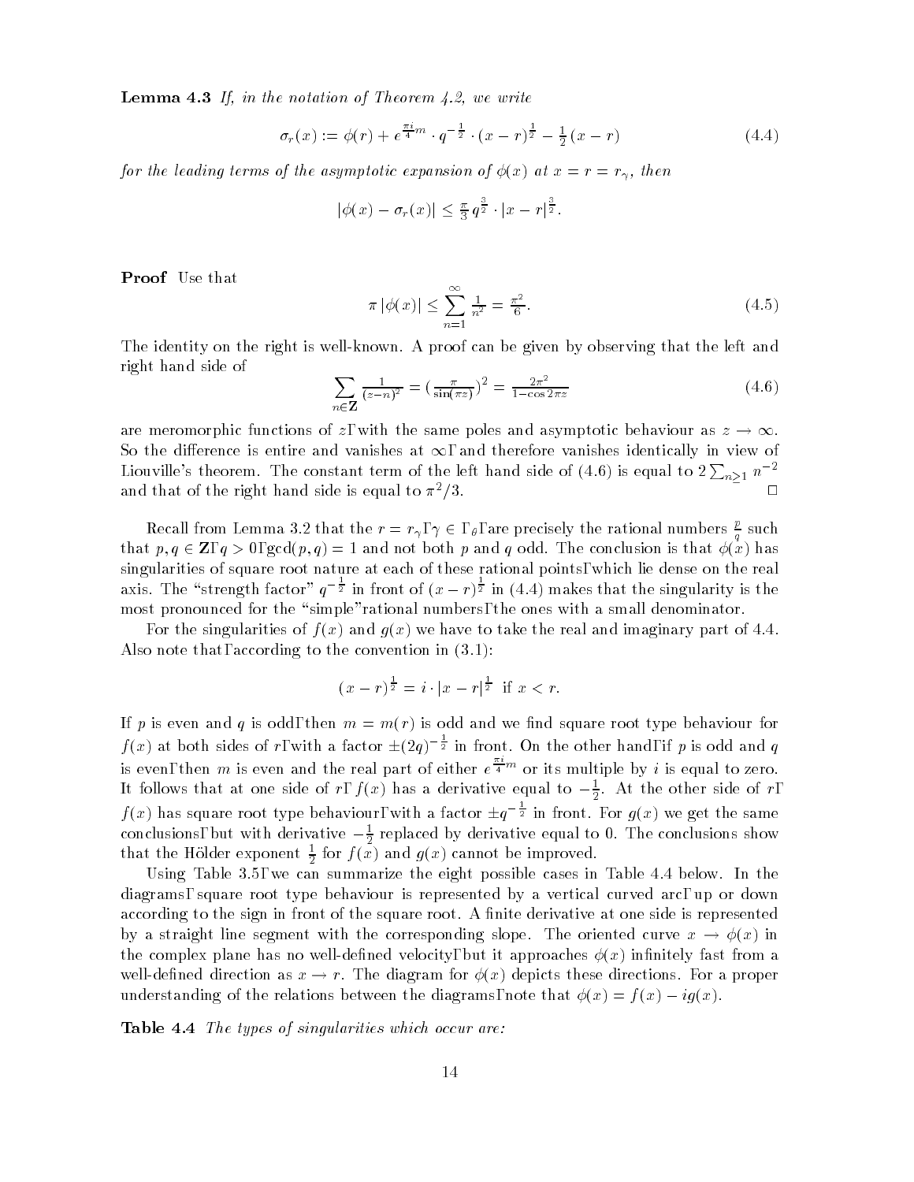**Lemma 4.3** *If, in the notation of Theorem 4.2, we write*

$$\sigma_r(x) := \phi(r) + e^{\frac{\pi i}{4}m} \cdot q^{-\frac{1}{2}} \cdot (x-r)^{\frac{1}{2}} - \tfrac{1}{2}(x-r) \tag{4.4}$$

*for the leading terms of the asymptotic expansion of $\phi(x)$ at $x = r = r_\gamma$, then*

$$|\phi(x) - \sigma_r(x)| \leq \tfrac{\pi}{3} q^{\frac{3}{2}} \cdot |x-r|^{\frac{3}{2}}.$$

**Proof** Use that

$$\pi\,|\phi(x)| \leq \sum_{n=1}^{\infty} \tfrac{1}{n^2} = \tfrac{\pi^2}{6}. \tag{4.5}$$

The identity on the right is well-known. A proof can be given by observing that the left and right hand side of

$$\sum_{n\in\mathbf{Z}} \tfrac{1}{(z-n)^2} = \left(\tfrac{\pi}{\sin(\pi z)}\right)^2 = \tfrac{2\pi^2}{1-\cos 2\pi z} \tag{4.6}$$

are meromorphic functions of $z$, with the same poles and asymptotic behaviour as $z \to \infty$. So the difference is entire and vanishes at $\infty$, and therefore vanishes identically in view of Liouville's theorem. The constant term of the left hand side of (4.6) is equal to $2\sum_{n\geq 1} n^{-2}$ and that of the right hand side is equal to $\pi^2/3$. $\square$

Recall from Lemma 3.2 that the $r = r_\gamma$, $\gamma \in \Gamma_\theta$, are precisely the rational numbers $\frac{p}{q}$ such that $p, q \in \mathbf{Z}$, $q > 0$, $\gcd(p,q) = 1$ and not both $p$ and $q$ odd. The conclusion is that $\phi(x)$ has singularities of square root nature at each of these rational points, which lie dense on the real axis. The "strength factor" $q^{-\frac{1}{2}}$ in front of $(x-r)^{\frac{1}{2}}$ in (4.4) makes that the singularity is the most pronounced for the "simple" rational numbers, the ones with a small denominator.

For the singularities of $f(x)$ and $g(x)$ we have to take the real and imaginary part of 4.4. Also note that, according to the convention in (3.1):

$$(x-r)^{\frac{1}{2}} = i \cdot |x-r|^{\frac{1}{2}} \text{ if } x < r.$$

If $p$ is even and $q$ is odd, then $m = m(r)$ is odd and we find square root type behaviour for $f(x)$ at both sides of $r$, with a factor $\pm(2q)^{-\frac{1}{2}}$ in front. On the other hand, if $p$ is odd and $q$ is even, then $m$ is even and the real part of either $e^{\frac{\pi i}{4}m}$ or its multiple by $i$ is equal to zero. It follows that at one side of $r$, $f(x)$ has a derivative equal to $-\frac{1}{2}$. At the other side of $r$, $f(x)$ has square root type behaviour, with a factor $\pm q^{-\frac{1}{2}}$ in front. For $g(x)$ we get the same conclusions, but with derivative $-\frac{1}{2}$ replaced by derivative equal to 0. The conclusions show that the Hölder exponent $\frac{1}{2}$ for $f(x)$ and $g(x)$ cannot be improved.

Using Table 3.5, we can summarize the eight possible cases in Table 4.4 below. In the diagrams, square root type behaviour is represented by a vertical curved arc, up or down according to the sign in front of the square root. A finite derivative at one side is represented by a straight line segment with the corresponding slope. The oriented curve $x \to \phi(x)$ in the complex plane has no well-defined velocity, but it approaches $\phi(x)$ infinitely fast from a well-defined direction as $x \to r$. The diagram for $\phi(x)$ depicts these directions. For a proper understanding of the relations between the diagrams, note that $\phi(x) = f(x) - ig(x)$.

**Table 4.4** *The types of singularities which occur are:*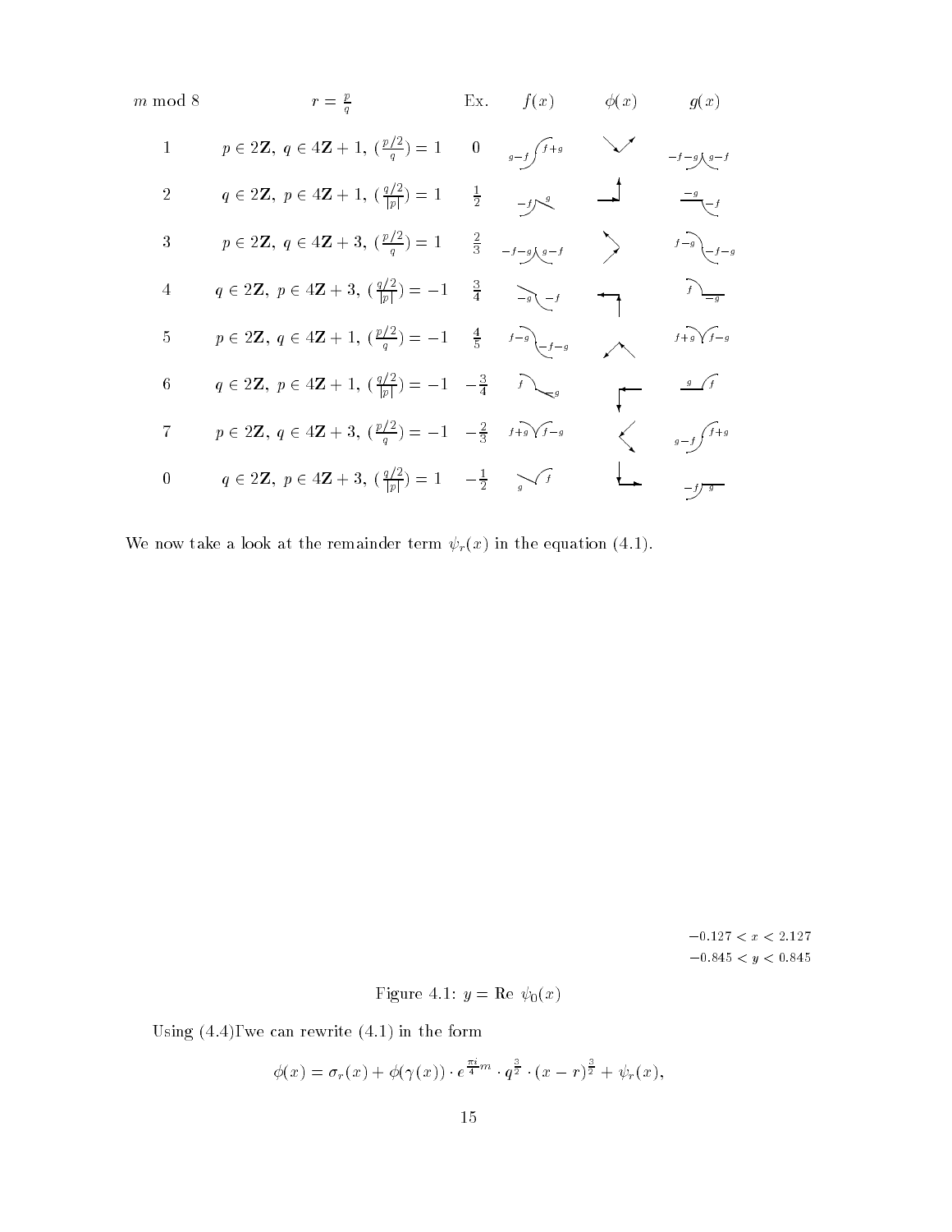| $m$ mod 8 | $r = \frac{p}{q}$ | Ex. | $f(x)$ | $\phi(x)$ | $g(x)$ |
|---|---|---|---|---|---|
| 1 | $p \in 2\mathbf{Z},\ q \in 4\mathbf{Z}+1,\ (\frac{p/2}{q}) = 1$ | $0$ | $g-f$ $f+g$ | | $-f-g$ $g-f$ |
| 2 | $q \in 2\mathbf{Z},\ p \in 4\mathbf{Z}+1,\ (\frac{q/2}{\lvert p\rvert}) = 1$ | $\frac{1}{2}$ | $-f$ $g$ | | $-g$ $-f$ |
| 3 | $p \in 2\mathbf{Z},\ q \in 4\mathbf{Z}+3,\ (\frac{p/2}{q}) = 1$ | $\frac{2}{3}$ | $-f-g$ $g-f$ | | $f-g$ $-f-g$ |
| 4 | $q \in 2\mathbf{Z},\ p \in 4\mathbf{Z}+3,\ (\frac{q/2}{\lvert p\rvert}) = -1$ | $\frac{3}{4}$ | $-g$ $-f$ | | $f$ $-g$ |
| 5 | $p \in 2\mathbf{Z},\ q \in 4\mathbf{Z}+1,\ (\frac{p/2}{q}) = -1$ | $\frac{4}{5}$ | $f-g$ $-f-g$ | | $f+g$ $f-g$ |
| 6 | $q \in 2\mathbf{Z},\ p \in 4\mathbf{Z}+1,\ (\frac{q/2}{\lvert p\rvert}) = -1$ | $-\frac{3}{4}$ | $f$ $g$ | | $g$ $f$ |
| 7 | $p \in 2\mathbf{Z},\ q \in 4\mathbf{Z}+3,\ (\frac{p/2}{q}) = -1$ | $-\frac{2}{3}$ | $f+g$ $f-g$ | | $g-f$ $f+g$ |
| 0 | $q \in 2\mathbf{Z},\ p \in 4\mathbf{Z}+3,\ (\frac{q/2}{\lvert p\rvert}) = 1$ | $-\frac{1}{2}$ | $g$ $f$ | | $-f$ $g$ |

We now take a look at the remainder term $\psi_r(x)$ in the equation (4.1).

$-0.127 < x < 2.127$
$-0.845 < y < 0.845$

Figure 4.1: $y = \mathrm{Re}\ \psi_0(x)$

Using (4.4), we can rewrite (4.1) in the form

$$\phi(x) = \sigma_r(x) + \phi(\gamma(x)) \cdot e^{\frac{\pi i}{4}m} \cdot q^{\frac{3}{2}} \cdot (x-r)^{\frac{3}{2}} + \psi_r(x),$$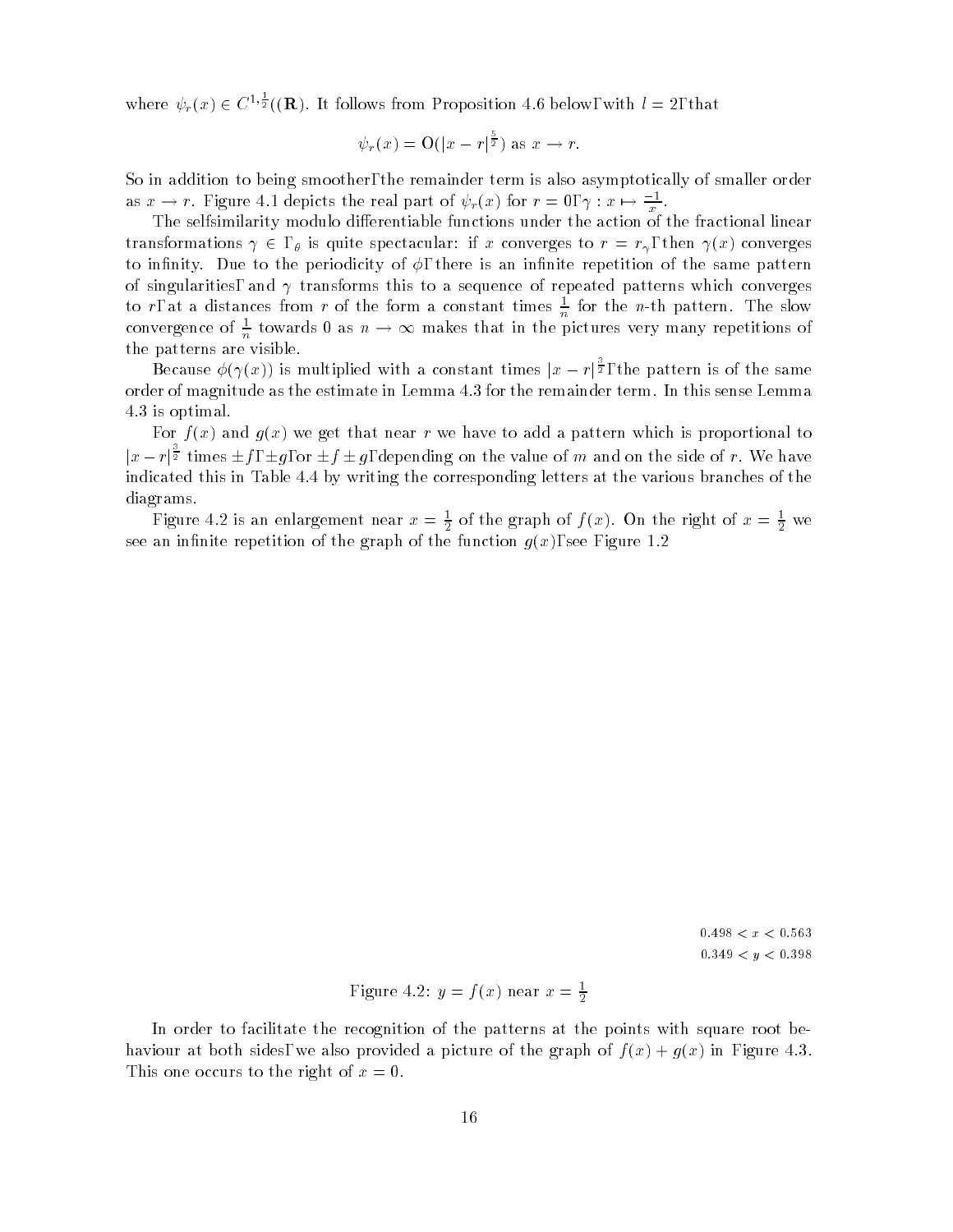where $\psi_r(x) \in C^{1,\frac{1}{2}}((\mathbf{R})$. It follows from Proposition 4.6 below, with $l = 2$, that

$$\psi_r(x) = \mathrm{O}(|x - r|^{\frac{5}{2}}) \text{ as } x \to r.$$

So in addition to being smoother, the remainder term is also asymptotically of smaller order as $x \to r$. Figure 4.1 depicts the real part of $\psi_r(x)$ for $r = 0$, $\gamma : x \mapsto \frac{-1}{x}$.

The selfsimilarity modulo differentiable functions under the action of the fractional linear transformations $\gamma \in \Gamma_\theta$ is quite spectacular: if $x$ converges to $r = r_\gamma$, then $\gamma(x)$ converges to infinity. Due to the periodicity of $\phi$, there is an infinite repetition of the same pattern of singularities, and $\gamma$ transforms this to a sequence of repeated patterns which converges to $r$, at a distances from $r$ of the form a constant times $\frac{1}{n}$ for the $n$-th pattern. The slow convergence of $\frac{1}{n}$ towards 0 as $n \to \infty$ makes that in the pictures very many repetitions of the patterns are visible.

Because $\phi(\gamma(x))$ is multiplied with a constant times $|x - r|^{\frac{3}{2}}$, the pattern is of the same order of magnitude as the estimate in Lemma 4.3 for the remainder term. In this sense Lemma 4.3 is optimal.

For $f(x)$ and $g(x)$ we get that near $r$ we have to add a pattern which is proportional to $|x - r|^{\frac{3}{2}}$ times $\pm f$, $\pm g$, or $\pm f \pm g$, depending on the value of $m$ and on the side of $r$. We have indicated this in Table 4.4 by writing the corresponding letters at the various branches of the diagrams.

Figure 4.2 is an enlargement near $x = \frac{1}{2}$ of the graph of $f(x)$. On the right of $x = \frac{1}{2}$ we see an infinite repetition of the graph of the function $g(x)$, see Figure 1.2

$0.498 < x < 0.563$
$0.349 < y < 0.398$

Figure 4.2: $y = f(x)$ near $x = \frac{1}{2}$

In order to facilitate the recognition of the patterns at the points with square root behaviour at both sides, we also provided a picture of the graph of $f(x) + g(x)$ in Figure 4.3. This one occurs to the right of $x = 0$.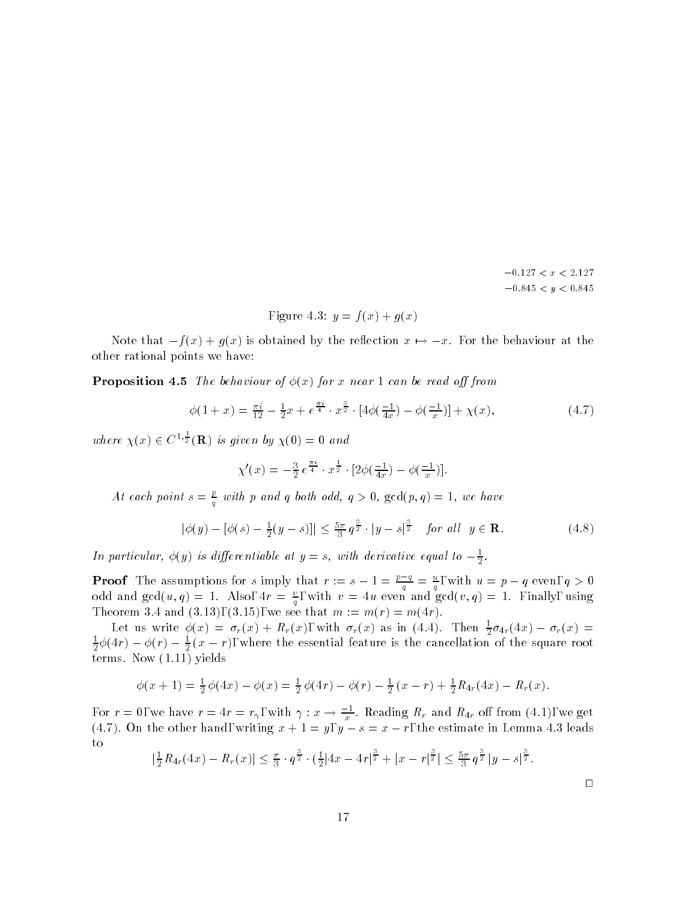$-0.127 < x < 2.127$
$-0.845 < y < 0.845$

Figure 4.3: $y = f(x) + g(x)$

Note that $-f(x) + g(x)$ is obtained by the reflection $x \mapsto -x$. For the behaviour at the other rational points we have:

**Proposition 4.5** *The behaviour of $\phi(x)$ for $x$ near 1 can be read off from*

$$\phi(1+x) = \tfrac{\pi i}{12} - \tfrac{1}{2}x + e^{\frac{\pi i}{4}} \cdot x^{\frac{3}{2}} \cdot [4\phi(\tfrac{-1}{4x}) - \phi(\tfrac{-1}{x})] + \chi(x), \tag{4.7}$$

*where $\chi(x) \in C^{1,\frac{1}{2}}(\mathbf{R})$ is given by $\chi(0) = 0$ and*

$$\chi'(x) = -\tfrac{3}{2}\, e^{\frac{\pi i}{4}} \cdot x^{\frac{1}{2}} \cdot [2\phi(\tfrac{-1}{4x}) - \phi(\tfrac{-1}{x})].$$

*At each point $s = \frac{p}{q}$ with $p$ and $q$ both odd, $q > 0$, $\gcd(p,q) = 1$, we have*

$$|\phi(y) - [\phi(s) - \tfrac{1}{2}(y-s)]| \le \tfrac{5\pi}{3}\, q^{\frac{3}{2}} \cdot |y-s|^{\frac{3}{2}} \quad \textit{for all} \;\; y \in \mathbf{R}. \tag{4.8}$$

*In particular, $\phi(y)$ is differentiable at $y = s$, with derivative equal to $-\frac{1}{2}$.*

**Proof** The assumptions for $s$ imply that $r := s - 1 = \frac{p-q}{q} = \frac{u}{q}$, with $u = p - q$ even, $q > 0$ odd and $\gcd(u,q) = 1$. Also, $4r = \frac{v}{q}$, with $v = 4u$ even and $\gcd(v,q) = 1$. Finally, using Theorem 3.4 and (3.13), (3.15), we see that $m := m(r) = m(4r)$.

Let us write $\phi(x) = \sigma_r(x) + R_r(x)$, with $\sigma_r(x)$ as in (4.4). Then $\frac{1}{2}\sigma_{4r}(4x) - \sigma_r(x) = \frac{1}{2}\phi(4r) - \phi(r) - \frac{1}{2}(x-r)$, where the essential feature is the cancellation of the square root terms. Now (1.11) yields

$$\phi(x+1) = \tfrac{1}{2}\,\phi(4x) - \phi(x) = \tfrac{1}{2}\,\phi(4r) - \phi(r) - \tfrac{1}{2}\,(x-r) + \tfrac{1}{2}R_{4r}(4x) - R_r(x).$$

For $r = 0$, we have $r = 4r = r_\gamma$, with $\gamma : x \to \frac{-1}{x}$. Reading $R_r$ and $R_{4r}$ off from (4.1), we get (4.7). On the other hand, writing $x + 1 = y$, $y - s = x - r$, the estimate in Lemma 4.3 leads to

$$|\tfrac{1}{2}R_{4r}(4x) - R_r(x)| \le \tfrac{\pi}{3} \cdot q^{\frac{3}{2}} \cdot (\tfrac{1}{2}|4x - 4r|^{\frac{3}{2}} + |x - r|^{\frac{3}{2}}| \le \tfrac{5\pi}{3}\, q^{\frac{3}{2}}\, |y - s|^{\frac{3}{2}}.$$

□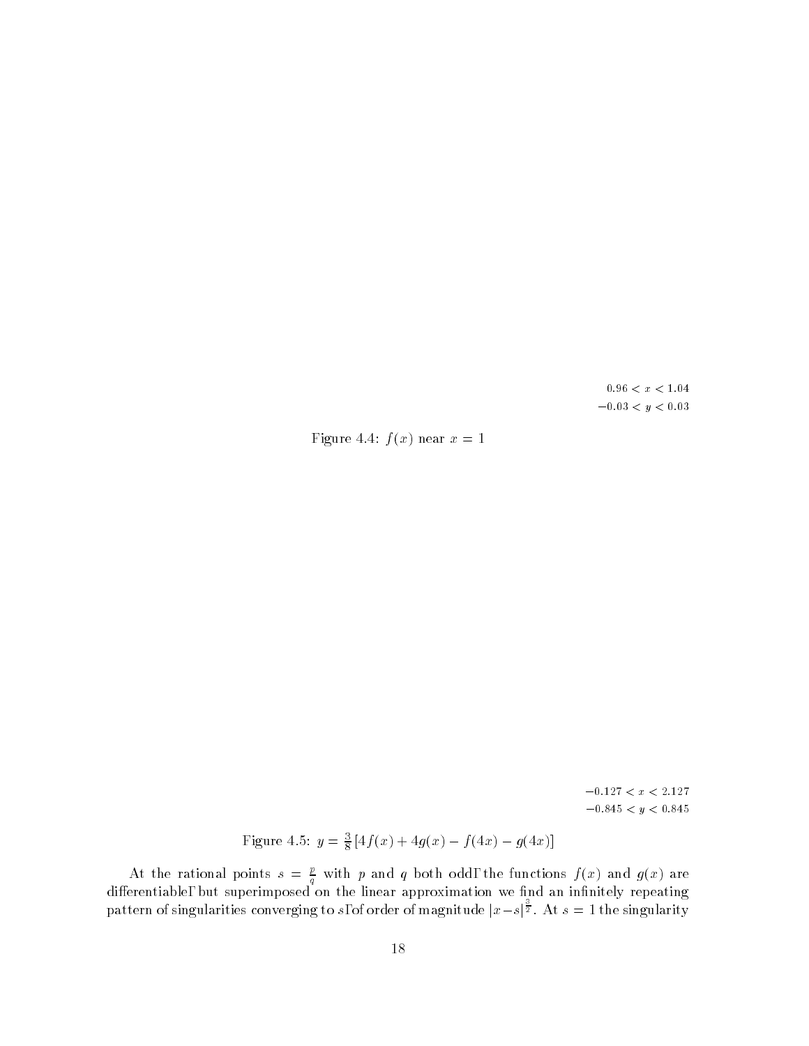$0.96 < x < 1.04$
$-0.03 < y < 0.03$

Figure 4.4: $f(x)$ near $x = 1$

$-0.127 < x < 2.127$
$-0.845 < y < 0.845$

Figure 4.5: $y = \frac{3}{8}[4f(x) + 4g(x) - f(4x) - g(4x)]$

At the rational points $s = \frac{p}{q}$ with $p$ and $q$ both odd, the functions $f(x)$ and $g(x)$ are differentiable, but superimposed on the linear approximation we find an infinitely repeating pattern of singularities converging to $s$, of order of magnitude $|x-s|^{\frac{3}{2}}$. At $s = 1$ the singularity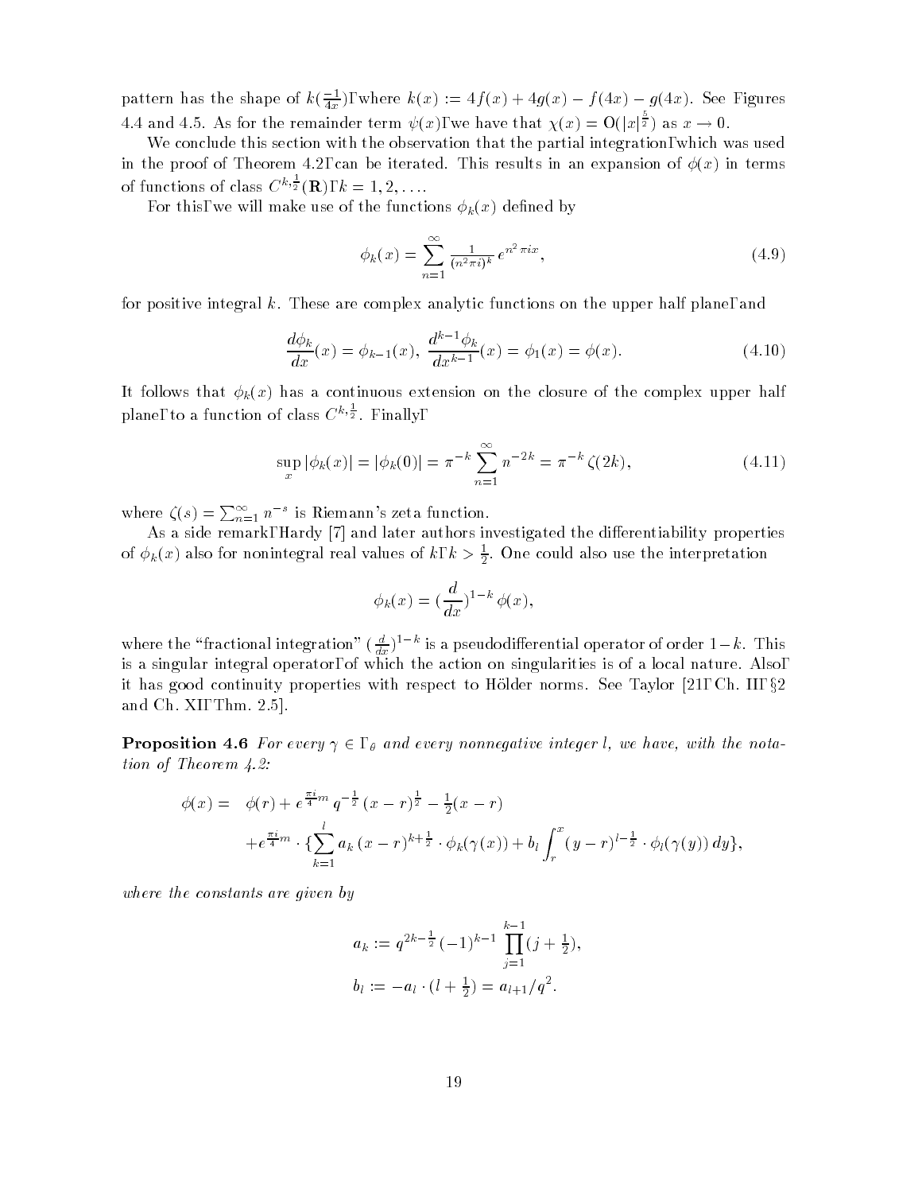pattern has the shape of $k(\frac{-1}{4x})$, where $k(x) := 4f(x) + 4g(x) - f(4x) - g(4x)$. See Figures 4.4 and 4.5. As for the remainder term $\psi(x)$, we have that $\chi(x) = \mathrm{O}(|x|^{\frac{5}{2}})$ as $x \to 0$.

We conclude this section with the observation that the partial integration, which was used in the proof of Theorem 4.2, can be iterated. This results in an expansion of $\phi(x)$ in terms of functions of class $C^{k,\frac{1}{2}}(\mathbf{R})$, $k = 1, 2, \ldots$.

For this, we will make use of the functions $\phi_k(x)$ defined by

$$\phi_k(x) = \sum_{n=1}^{\infty} \frac{1}{(n^2\pi i)^k} e^{n^2\pi i x}, \tag{4.9}$$

for positive integral $k$. These are complex analytic functions on the upper half plane, and

$$\frac{d\phi_k}{dx}(x) = \phi_{k-1}(x), \; \frac{d^{k-1}\phi_k}{dx^{k-1}}(x) = \phi_1(x) = \phi(x). \tag{4.10}$$

It follows that $\phi_k(x)$ has a continuous extension on the closure of the complex upper half plane, to a function of class $C^{k,\frac{1}{2}}$. Finally,

$$\sup_x |\phi_k(x)| = |\phi_k(0)| = \pi^{-k} \sum_{n=1}^{\infty} n^{-2k} = \pi^{-k}\,\zeta(2k), \tag{4.11}$$

where $\zeta(s) = \sum_{n=1}^{\infty} n^{-s}$ is Riemann's zeta function.

As a side remark, Hardy [7] and later authors investigated the differentiability properties of $\phi_k(x)$ also for nonintegral real values of $k$, $k > \frac{1}{2}$. One could also use the interpretation

$$\phi_k(x) = (\frac{d}{dx})^{1-k}\,\phi(x),$$

where the "fractional integration" $(\frac{d}{dx})^{1-k}$ is a pseudodifferential operator of order $1-k$. This is a singular integral operator, of which the action on singularities is of a local nature. Also, it has good continuity properties with respect to Hölder norms. See Taylor [21, Ch. II, §2 and Ch. XI, Thm. 2.5].

**Proposition 4.6** *For every $\gamma \in \Gamma_\theta$ and every nonnegative integer $l$, we have, with the notation of Theorem 4.2:*

$$\begin{aligned}\phi(x) = \;& \phi(r) + e^{\frac{\pi i}{4}m}\, q^{-\frac{1}{2}}\,(x-r)^{\frac{1}{2}} - \tfrac{1}{2}(x-r) \\ & + e^{\frac{\pi i}{4}m} \cdot \{\sum_{k=1}^{l} a_k\,(x-r)^{k+\frac{1}{2}} \cdot \phi_k(\gamma(x)) + b_l \int_r^x (y-r)^{l-\frac{1}{2}} \cdot \phi_l(\gamma(y))\,dy\},\end{aligned}$$

*where the constants are given by*

$$\begin{aligned} a_k &:= q^{2k-\frac{1}{2}}\,(-1)^{k-1} \prod_{j=1}^{k-1}(j+\tfrac{1}{2}), \\ b_l &:= -a_l \cdot (l+\tfrac{1}{2}) = a_{l+1}/q^2. \end{aligned}$$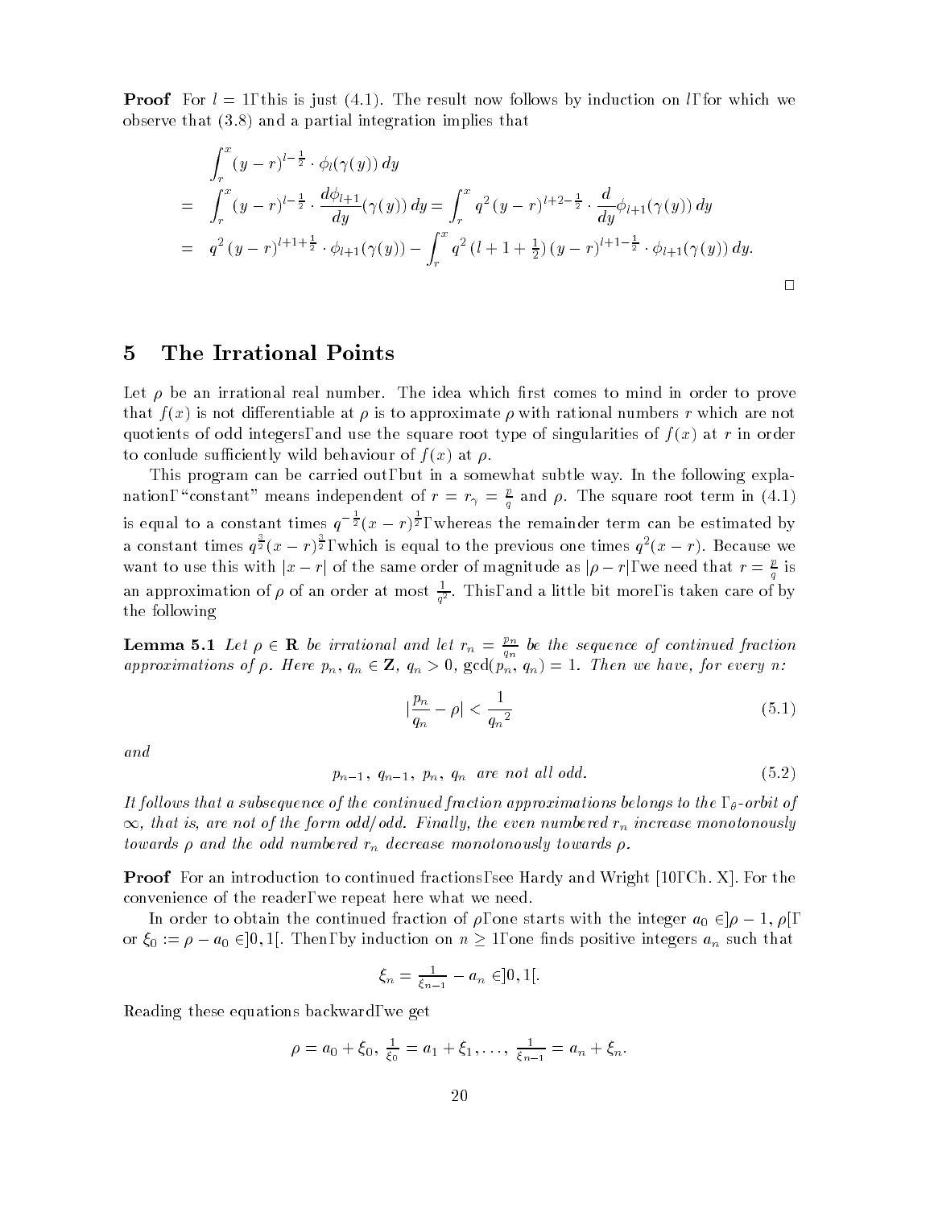**Proof** For $l = 1$, this is just (4.1). The result now follows by induction on $l$, for which we observe that (3.8) and a partial integration implies that

$$
\begin{aligned}
& \int_r^x (y-r)^{l-\frac{1}{2}} \cdot \phi_l(\gamma(y))\, dy \\
= \;& \int_r^x (y-r)^{l-\frac{1}{2}} \cdot \frac{d\phi_{l+1}}{dy}(\gamma(y))\, dy = \int_r^x q^2\,(y-r)^{l+2-\frac{1}{2}} \cdot \frac{d}{dy}\phi_{l+1}(\gamma(y))\, dy \\
= \;& q^2\,(y-r)^{l+1+\frac{1}{2}} \cdot \phi_{l+1}(\gamma(y)) - \int_r^x q^2\,(l+1+\tfrac{1}{2})\,(y-r)^{l+1-\frac{1}{2}} \cdot \phi_{l+1}(\gamma(y))\, dy.
\end{aligned}
$$

□

## 5 The Irrational Points

Let $\rho$ be an irrational real number. The idea which first comes to mind in order to prove that $f(x)$ is not differentiable at $\rho$ is to approximate $\rho$ with rational numbers $r$ which are not quotients of odd integers, and use the square root type of singularities of $f(x)$ at $r$ in order to conlude sufficiently wild behaviour of $f(x)$ at $\rho$.

This program can be carried out, but in a somewhat subtle way. In the following explanation, "constant" means independent of $r = r_\gamma = \frac{p}{q}$ and $\rho$. The square root term in (4.1) is equal to a constant times $q^{-\frac{1}{2}}(x-r)^{\frac{1}{2}}$, whereas the remainder term can be estimated by a constant times $q^{\frac{3}{2}}(x-r)^{\frac{3}{2}}$, which is equal to the previous one times $q^2(x-r)$. Because we want to use this with $|x-r|$ of the same order of magnitude as $|\rho - r|$, we need that $r = \frac{p}{q}$ is an approximation of $\rho$ of an order at most $\frac{1}{q^2}$. This, and a little bit more, is taken care of by the following

**Lemma 5.1** *Let $\rho \in \mathbf{R}$ be irrational and let $r_n = \frac{p_n}{q_n}$ be the sequence of continued fraction approximations of $\rho$. Here $p_n,\, q_n \in \mathbf{Z}$, $q_n > 0$, $\gcd(p_n,\, q_n) = 1$. Then we have, for every $n$:*

$$
|\frac{p_n}{q_n} - \rho| < \frac{1}{{q_n}^2} \tag{5.1}
$$

*and*

$$
p_{n-1},\; q_{n-1},\; p_n,\; q_n \;\text{ are not all odd.} \tag{5.2}
$$

*It follows that a subsequence of the continued fraction approximations belongs to the $\Gamma_\theta$-orbit of $\infty$, that is, are not of the form odd/odd. Finally, the even numbered $r_n$ increase monotonously towards $\rho$ and the odd numbered $r_n$ decrease monotonously towards $\rho$.*

**Proof** For an introduction to continued fractions, see Hardy and Wright [10, Ch. X]. For the convenience of the reader, we repeat here what we need.

In order to obtain the continued fraction of $\rho$, one starts with the integer $a_0 \in ]\rho - 1, \rho[$, or $\xi_0 := \rho - a_0 \in ]0, 1[$. Then, by induction on $n \geq 1$, one finds positive integers $a_n$ such that

$$
\xi_n = \tfrac{1}{\xi_{n-1}} - a_n \in ]0, 1[.
$$

Reading these equations backward, we get

$$
\rho = a_0 + \xi_0,\; \tfrac{1}{\xi_0} = a_1 + \xi_1, \ldots,\; \tfrac{1}{\xi_{n-1}} = a_n + \xi_n.
$$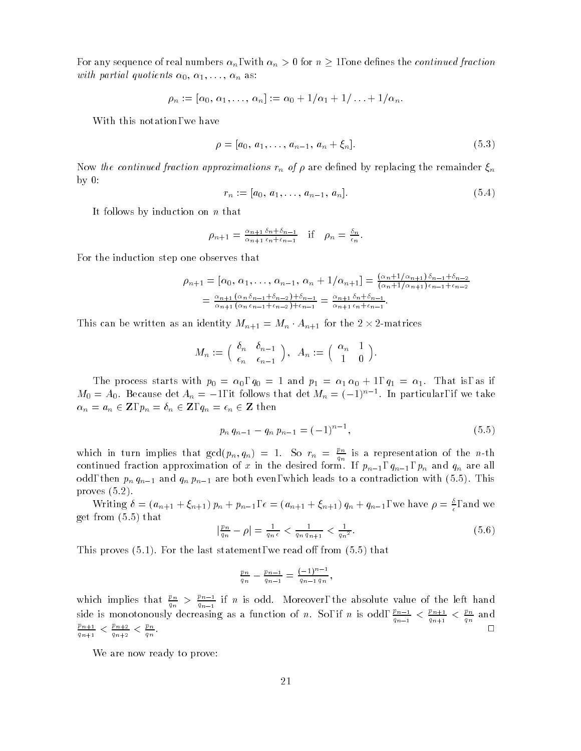For any sequence of real numbers $\alpha_n$, with $\alpha_n > 0$ for $n \geq 1$, one defines the *continued fraction with partial quotients* $\alpha_0, \alpha_1, \ldots, \alpha_n$ as:

$$\rho_n := [\alpha_0, \alpha_1, \ldots, \alpha_n] := \alpha_0 + 1/\alpha_1 + 1/\ldots + 1/\alpha_n.$$

With this notation, we have

$$\rho = [a_0, a_1, \ldots, a_{n-1}, a_n + \xi_n]. \tag{5.3}$$

Now *the continued fraction approximations* $r_n$ *of* $\rho$ are defined by replacing the remainder $\xi_n$ by 0:

$$r_n := [a_0, a_1, \ldots, a_{n-1}, a_n]. \tag{5.4}$$

It follows by induction on $n$ that

$$\rho_{n+1} = \tfrac{\alpha_{n+1}\,\delta_n + \delta_{n-1}}{\alpha_{n+1}\,\epsilon_n + \epsilon_{n-1}} \quad \text{if} \quad \rho_n = \tfrac{\delta_n}{\epsilon_n}.$$

For the induction step one observes that

$$\begin{aligned}\rho_{n+1} &= [\alpha_0, \alpha_1, \ldots, \alpha_{n-1}, \alpha_n + 1/\alpha_{n+1}] = \tfrac{(\alpha_n + 1/\alpha_{n+1})\,\delta_{n-1} + \delta_{n-2}}{(\alpha_n + 1/\alpha_{n+1})\,\epsilon_{n-1} + \epsilon_{n-2}} \\ &= \tfrac{\alpha_{n+1}\,(\alpha_n\,\delta_{n-1} + \delta_{n-2}) + \delta_{n-1}}{\alpha_{n+1}\,(\alpha_n\,\epsilon_{n-1} + \epsilon_{n-2}) + \epsilon_{n-1}} = \tfrac{\alpha_{n+1}\,\delta_n + \delta_{n-1}}{\alpha_{n+1}\,\epsilon_n + \epsilon_{n-1}}.\end{aligned}$$

This can be written as an identity $M_{n+1} = M_n \cdot A_{n+1}$ for the $2 \times 2$-matrices

$$M_n := \begin{pmatrix} \delta_n & \delta_{n-1} \\ \epsilon_n & \epsilon_{n-1} \end{pmatrix}, \;\; A_n := \begin{pmatrix} \alpha_n & 1 \\ 1 & 0 \end{pmatrix}.$$

The process starts with $p_0 = \alpha_0$, $q_0 = 1$ and $p_1 = \alpha_1\,\alpha_0 + 1$, $q_1 = \alpha_1$. That is, as if $M_0 = A_0$. Because $\det A_n = -1$, it follows that $\det M_n = (-1)^{n-1}$. In particular, if we take $\alpha_n = a_n \in \mathbf{Z}$, $p_n = \delta_n \in \mathbf{Z}$, $q_n = \epsilon_n \in \mathbf{Z}$ then

$$p_n\,q_{n-1} - q_n\,p_{n-1} = (-1)^{n-1}, \tag{5.5}$$

which in turn implies that $\gcd(p_n, q_n) = 1$. So $r_n = \frac{p_n}{q_n}$ is a representation of the $n$-th continued fraction approximation of $x$ in the desired form. If $p_{n-1}$, $q_{n-1}$, $p_n$ and $q_n$ are all odd, then $p_n\,q_{n-1}$ and $q_n\,p_{n-1}$ are both even, which leads to a contradiction with (5.5). This proves (5.2).

Writing $\delta = (a_{n+1} + \xi_{n+1})\,p_n + p_{n-1}$, $\epsilon = (a_{n+1} + \xi_{n+1})\,q_n + q_{n-1}$, we have $\rho = \frac{\delta}{\epsilon}$, and we get from (5.5) that

$$|\tfrac{p_n}{q_n} - \rho| = \tfrac{1}{q_n\,\epsilon} < \tfrac{1}{q_n\,q_{n+1}} < \tfrac{1}{{q_n}^2}. \tag{5.6}$$

This proves (5.1). For the last statement, we read off from (5.5) that

$$\tfrac{p_n}{q_n} - \tfrac{p_{n-1}}{q_{n-1}} = \tfrac{(-1)^{n-1}}{q_{n-1}\,q_n},$$

which implies that $\frac{p_n}{q_n} > \frac{p_{n-1}}{q_{n-1}}$ if $n$ is odd. Moreover, the absolute value of the left hand side is monotonously decreasing as a function of $n$. So, if $n$ is odd, $\frac{p_{n-1}}{q_{n-1}} < \frac{p_{n+1}}{q_{n+1}} < \frac{p_n}{q_n}$ and $\frac{p_{n+1}}{q_{n+1}} < \frac{p_{n+2}}{q_{n+2}} < \frac{p_n}{q_n}$. □

We are now ready to prove: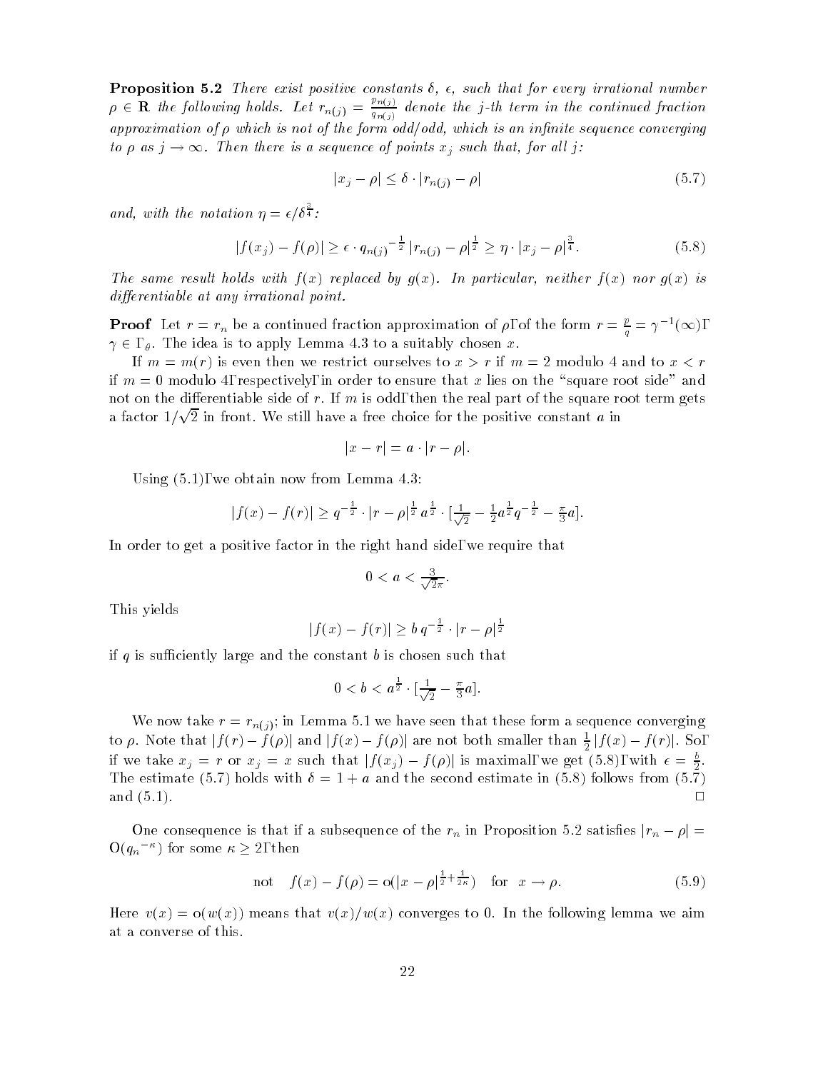**Proposition 5.2** *There exist positive constants $\delta$, $\epsilon$, such that for every irrational number $\rho \in \mathbf{R}$ the following holds. Let $r_{n(j)} = \frac{p_{n(j)}}{q_{n(j)}}$ denote the $j$-th term in the continued fraction approximation of $\rho$ which is not of the form odd/odd, which is an infinite sequence converging to $\rho$ as $j \to \infty$. Then there is a sequence of points $x_j$ such that, for all $j$:*

$$|x_j - \rho| \leq \delta \cdot |r_{n(j)} - \rho| \tag{5.7}$$

*and, with the notation $\eta = \epsilon/\delta^{\frac{3}{4}}$:*

$$|f(x_j) - f(\rho)| \geq \epsilon \cdot {q_{n(j)}}^{-\frac{1}{2}} \, |r_{n(j)} - \rho|^{\frac{1}{2}} \geq \eta \cdot |x_j - \rho|^{\frac{3}{4}}. \tag{5.8}$$

*The same result holds with $f(x)$ replaced by $g(x)$. In particular, neither $f(x)$ nor $g(x)$ is differentiable at any irrational point.*

**Proof** Let $r = r_n$ be a continued fraction approximation of $\rho$, of the form $r = \frac{p}{q} = \gamma^{-1}(\infty)$, $\gamma \in \Gamma_\theta$. The idea is to apply Lemma 4.3 to a suitably chosen $x$.

If $m = m(r)$ is even then we restrict ourselves to $x > r$ if $m = 2$ modulo 4 and to $x < r$ if $m = 0$ modulo 4, respectively, in order to ensure that $x$ lies on the "square root side" and not on the differentiable side of $r$. If $m$ is odd, then the real part of the square root term gets a factor $1/\sqrt{2}$ in front. We still have a free choice for the positive constant $a$ in

$$|x - r| = a \cdot |r - \rho|.$$

Using (5.1), we obtain now from Lemma 4.3:

$$|f(x) - f(r)| \geq q^{-\frac{1}{2}} \cdot |r - \rho|^{\frac{1}{2}} \, a^{\frac{1}{2}} \cdot [\tfrac{1}{\sqrt{2}} - \tfrac{1}{2} a^{\frac{1}{2}} q^{-\frac{1}{2}} - \tfrac{\pi}{3} a].$$

In order to get a positive factor in the right hand side, we require that

$$0 < a < \tfrac{3}{\sqrt{2}\pi}.$$

This yields

$$|f(x) - f(r)| \geq b \, q^{-\frac{1}{2}} \cdot |r - \rho|^{\frac{1}{2}}$$

if $q$ is sufficiently large and the constant $b$ is chosen such that

$$0 < b < a^{\frac{1}{2}} \cdot [\tfrac{1}{\sqrt{2}} - \tfrac{\pi}{3} a].$$

We now take $r = r_{n(j)}$; in Lemma 5.1 we have seen that these form a sequence converging to $\rho$. Note that $|f(r) - f(\rho)|$ and $|f(x) - f(\rho)|$ are not both smaller than $\frac{1}{2}|f(x) - f(r)|$. So, if we take $x_j = r$ or $x_j = x$ such that $|f(x_j) - f(\rho)|$ is maximal, we get (5.8), with $\epsilon = \frac{b}{2}$. The estimate (5.7) holds with $\delta = 1 + a$ and the second estimate in (5.8) follows from (5.7) and (5.1). □

One consequence is that if a subsequence of the $r_n$ in Proposition 5.2 satisfies $|r_n - \rho| = \mathrm{O}({q_n}^{-\kappa})$ for some $\kappa \geq 2$, then

$$\text{not} \quad f(x) - f(\rho) = \mathrm{o}(|x - \rho|^{\frac{1}{2} + \frac{1}{2\kappa}}) \quad \text{for} \quad x \to \rho. \tag{5.9}$$

Here $v(x) = \mathrm{o}(w(x))$ means that $v(x)/w(x)$ converges to 0. In the following lemma we aim at a converse of this.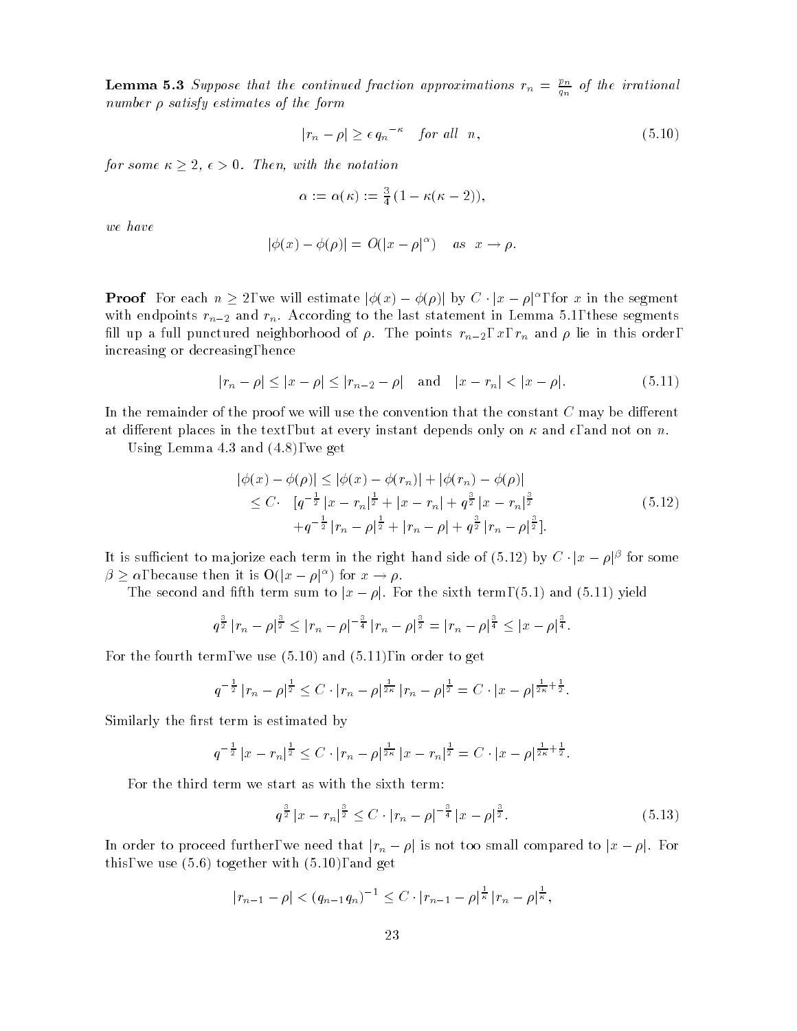**Lemma 5.3** *Suppose that the continued fraction approximations $r_n = \frac{p_n}{q_n}$ of the irrational number $\rho$ satisfy estimates of the form*

$$|r_n - \rho| \geq \epsilon \, {q_n}^{-\kappa} \quad \text{for all} \;\; n, \tag{5.10}$$

*for some $\kappa \geq 2$, $\epsilon > 0$. Then, with the notation*

$$\alpha := \alpha(\kappa) := \tfrac{3}{4}\,(1 - \kappa(\kappa - 2)),$$

*we have*

$$|\phi(x) - \phi(\rho)| = O(|x - \rho|^{\alpha}) \quad \text{as} \;\; x \to \rho.$$

**Proof** For each $n \geq 2$, we will estimate $|\phi(x) - \phi(\rho)|$ by $C \cdot |x - \rho|^{\alpha}$, for $x$ in the segment with endpoints $r_{n-2}$ and $r_n$. According to the last statement in Lemma 5.1, these segments fill up a full punctured neighborhood of $\rho$. The points $r_{n-2}$, $x$, $r_n$ and $\rho$ lie in this order, increasing or decreasing, hence

$$|r_n - \rho| \leq |x - \rho| \leq |r_{n-2} - \rho| \quad \text{and} \quad |x - r_n| < |x - \rho|. \tag{5.11}$$

In the remainder of the proof we will use the convention that the constant $C$ may be different at different places in the text, but at every instant depends only on $\kappa$ and $\epsilon$, and not on $n$.

Using Lemma 4.3 and (4.8), we get

$$\begin{aligned} |\phi(x) - \phi(\rho)| &\leq |\phi(x) - \phi(r_n)| + |\phi(r_n) - \phi(\rho)| \\ &\leq C \cdot \quad [q^{-\frac{1}{2}}\,|x - r_n|^{\frac{1}{2}} + |x - r_n| + q^{\frac{3}{2}}\,|x - r_n|^{\frac{3}{2}} \\ &\qquad + q^{-\frac{1}{2}}\,|r_n - \rho|^{\frac{1}{2}} + |r_n - \rho| + q^{\frac{3}{2}}\,|r_n - \rho|^{\frac{3}{2}}]. \end{aligned} \tag{5.12}$$

It is sufficient to majorize each term in the right hand side of (5.12) by $C \cdot |x - \rho|^{\beta}$ for some $\beta \geq \alpha$, because then it is $O(|x - \rho|^{\alpha})$ for $x \to \rho$.

The second and fifth term sum to $|x - \rho|$. For the sixth term, (5.1) and (5.11) yield

$$q^{\frac{3}{2}}\,|r_n - \rho|^{\frac{3}{2}} \leq |r_n - \rho|^{-\frac{3}{4}}\,|r_n - \rho|^{\frac{3}{2}} = |r_n - \rho|^{\frac{3}{4}} \leq |x - \rho|^{\frac{3}{4}}.$$

For the fourth term, we use (5.10) and (5.11), in order to get

$$q^{-\frac{1}{2}}\,|r_n - \rho|^{\frac{1}{2}} \leq C \cdot |r_n - \rho|^{\frac{1}{2\kappa}}\,|r_n - \rho|^{\frac{1}{2}} = C \cdot |x - \rho|^{\frac{1}{2\kappa} + \frac{1}{2}}.$$

Similarly the first term is estimated by

$$q^{-\frac{1}{2}}\,|x - r_n|^{\frac{1}{2}} \leq C \cdot |r_n - \rho|^{\frac{1}{2\kappa}}\,|x - r_n|^{\frac{1}{2}} = C \cdot |x - \rho|^{\frac{1}{2\kappa} + \frac{1}{2}}.$$

For the third term we start as with the sixth term:

$$q^{\frac{3}{2}}\,|x - r_n|^{\frac{3}{2}} \leq C \cdot |r_n - \rho|^{-\frac{3}{4}}\,|x - \rho|^{\frac{3}{2}}. \tag{5.13}$$

In order to proceed further, we need that $|r_n - \rho|$ is not too small compared to $|x - \rho|$. For this, we use (5.6) together with (5.10), and get

$$|r_{n-1} - \rho| < (q_{n-1}q_n)^{-1} \leq C \cdot |r_{n-1} - \rho|^{\frac{1}{\kappa}}\,|r_n - \rho|^{\frac{1}{\kappa}},$$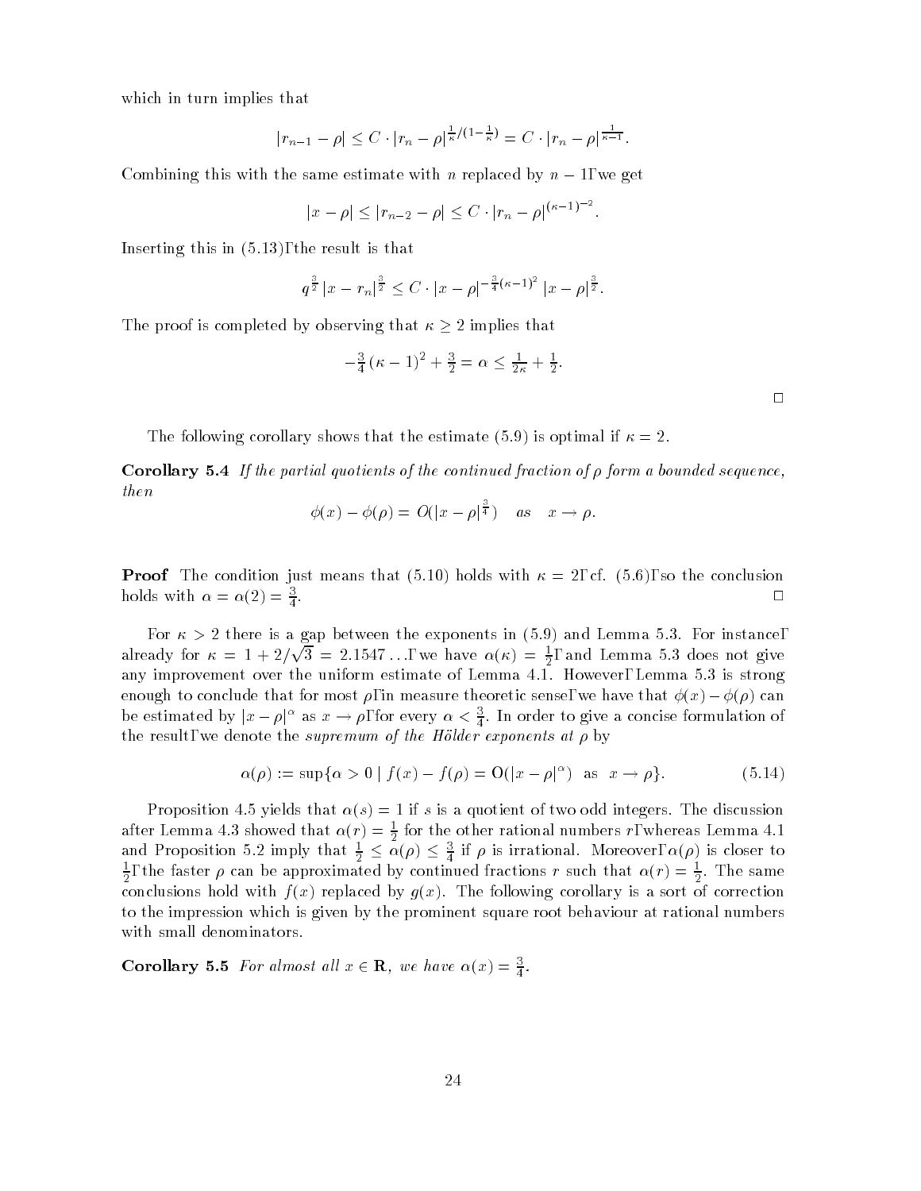which in turn implies that

$$|r_{n-1} - \rho| \le C \cdot |r_n - \rho|^{\frac{1}{\kappa}/(1-\frac{1}{\kappa})} = C \cdot |r_n - \rho|^{\frac{1}{\kappa-1}}.$$

Combining this with the same estimate with $n$ replaced by $n-1$, we get

$$|x - \rho| \le |r_{n-2} - \rho| \le C \cdot |r_n - \rho|^{(\kappa-1)^{-2}}.$$

Inserting this in (5.13), the result is that

$$q^{\frac{3}{2}} |x - r_n|^{\frac{3}{2}} \le C \cdot |x - \rho|^{-\frac{3}{4}(\kappa-1)^2} |x - \rho|^{\frac{3}{2}}.$$

The proof is completed by observing that $\kappa \ge 2$ implies that

$$-\tfrac{3}{4}(\kappa - 1)^2 + \tfrac{3}{2} = \alpha \le \tfrac{1}{2\kappa} + \tfrac{1}{2}.$$

□

The following corollary shows that the estimate (5.9) is optimal if $\kappa = 2$.

**Corollary 5.4** *If the partial quotients of the continued fraction of $\rho$ form a bounded sequence, then*

$$\phi(x) - \phi(\rho) = O(|x - \rho|^{\frac{3}{4}}) \quad \text{as} \quad x \to \rho.$$

**Proof** The condition just means that (5.10) holds with $\kappa = 2$, cf. (5.6), so the conclusion holds with $\alpha = \alpha(2) = \frac{3}{4}$. □

For $\kappa > 2$ there is a gap between the exponents in (5.9) and Lemma 5.3. For instance, already for $\kappa = 1 + 2/\sqrt{3} = 2.1547\ldots$, we have $\alpha(\kappa) = \frac{1}{2}$, and Lemma 5.3 does not give any improvement over the uniform estimate of Lemma 4.1. However, Lemma 5.3 is strong enough to conclude that for most $\rho$, in measure theoretic sense, we have that $\phi(x) - \phi(\rho)$ can be estimated by $|x - \rho|^\alpha$ as $x \to \rho$, for every $\alpha < \frac{3}{4}$. In order to give a concise formulation of the result, we denote the *supremum of the Hölder exponents at* $\rho$ by

$$\alpha(\rho) := \sup\{\alpha > 0 \mid f(x) - f(\rho) = \mathrm{O}(|x - \rho|^\alpha) \text{ as } x \to \rho\}. \tag{5.14}$$

Proposition 4.5 yields that $\alpha(s) = 1$ if $s$ is a quotient of two odd integers. The discussion after Lemma 4.3 showed that $\alpha(r) = \frac{1}{2}$ for the other rational numbers $r$, whereas Lemma 4.1 and Proposition 5.2 imply that $\frac{1}{2} \le \alpha(\rho) \le \frac{3}{4}$ if $\rho$ is irrational. Moreover, $\alpha(\rho)$ is closer to $\frac{1}{2}$, the faster $\rho$ can be approximated by continued fractions $r$ such that $\alpha(r) = \frac{1}{2}$. The same conclusions hold with $f(x)$ replaced by $g(x)$. The following corollary is a sort of correction to the impression which is given by the prominent square root behaviour at rational numbers with small denominators.

**Corollary 5.5** *For almost all $x \in \mathbf{R}$, we have $\alpha(x) = \frac{3}{4}$.*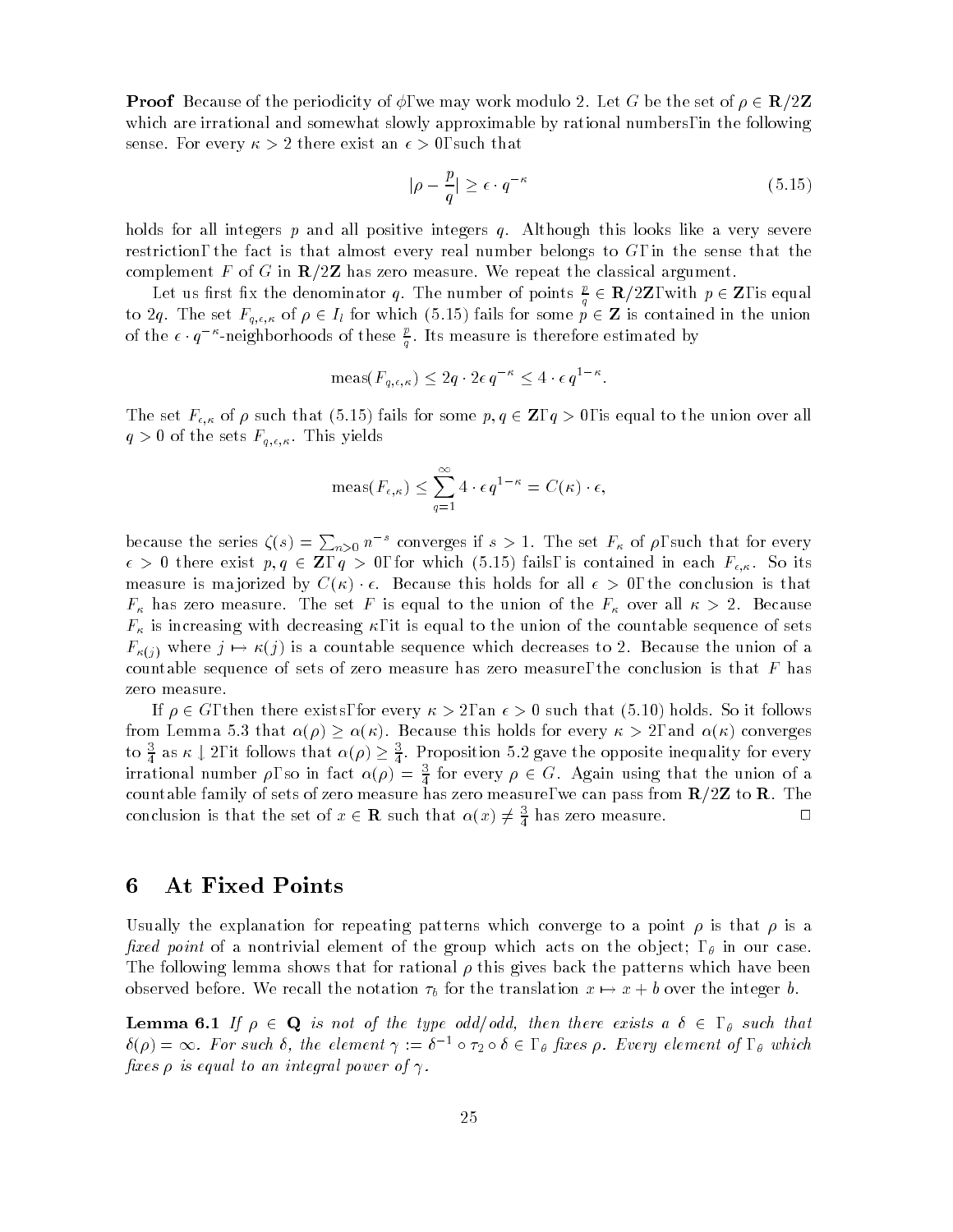**Proof** Because of the periodicity of $\phi$, we may work modulo 2. Let $G$ be the set of $\rho \in \mathbf{R}/2\mathbf{Z}$ which are irrational and somewhat slowly approximable by rational numbers, in the following sense. For every $\kappa > 2$ there exist an $\epsilon > 0$, such that

$$|\rho - \frac{p}{q}| \geq \epsilon \cdot q^{-\kappa} \tag{5.15}$$

holds for all integers $p$ and all positive integers $q$. Although this looks like a very severe restriction, the fact is that almost every real number belongs to $G$, in the sense that the complement $F$ of $G$ in $\mathbf{R}/2\mathbf{Z}$ has zero measure. We repeat the classical argument.

Let us first fix the denominator $q$. The number of points $\frac{p}{q} \in \mathbf{R}/2\mathbf{Z}$, with $p \in \mathbf{Z}$, is equal to $2q$. The set $F_{q,\epsilon,\kappa}$ of $\rho \in I_l$ for which (5.15) fails for some $p \in \mathbf{Z}$ is contained in the union of the $\epsilon \cdot q^{-\kappa}$-neighborhoods of these $\frac{p}{q}$. Its measure is therefore estimated by

$$\text{meas}(F_{q,\epsilon,\kappa}) \leq 2q \cdot 2\epsilon\, q^{-\kappa} \leq 4 \cdot \epsilon\, q^{1-\kappa}.$$

The set $F_{\epsilon,\kappa}$ of $\rho$ such that (5.15) fails for some $p, q \in \mathbf{Z}$, $q > 0$, is equal to the union over all $q > 0$ of the sets $F_{q,\epsilon,\kappa}$. This yields

$$\text{meas}(F_{\epsilon,\kappa}) \leq \sum_{q=1}^{\infty} 4 \cdot \epsilon\, q^{1-\kappa} = C(\kappa) \cdot \epsilon,$$

because the series $\zeta(s) = \sum_{n>0} n^{-s}$ converges if $s > 1$. The set $F_\kappa$ of $\rho$, such that for every $\epsilon > 0$ there exist $p, q \in \mathbf{Z}$, $q > 0$, for which (5.15) fails, is contained in each $F_{\epsilon,\kappa}$. So its measure is majorized by $C(\kappa) \cdot \epsilon$. Because this holds for all $\epsilon > 0$, the conclusion is that $F_\kappa$ has zero measure. The set $F$ is equal to the union of the $F_\kappa$ over all $\kappa > 2$. Because $F_\kappa$ is increasing with decreasing $\kappa$, it is equal to the union of the countable sequence of sets $F_{\kappa(j)}$ where $j \mapsto \kappa(j)$ is a countable sequence which decreases to 2. Because the union of a countable sequence of sets of zero measure has zero measure, the conclusion is that $F$ has zero measure.

If $\rho \in G$, then there exists, for every $\kappa > 2$, an $\epsilon > 0$ such that (5.10) holds. So it follows from Lemma 5.3 that $\alpha(\rho) \geq \alpha(\kappa)$. Because this holds for every $\kappa > 2$, and $\alpha(\kappa)$ converges to $\frac{3}{4}$ as $\kappa \downarrow 2$, it follows that $\alpha(\rho) \geq \frac{3}{4}$. Proposition 5.2 gave the opposite inequality for every irrational number $\rho$, so in fact $\alpha(\rho) = \frac{3}{4}$ for every $\rho \in G$. Again using that the union of a countable family of sets of zero measure has zero measure, we can pass from $\mathbf{R}/2\mathbf{Z}$ to $\mathbf{R}$. The conclusion is that the set of $x \in \mathbf{R}$ such that $\alpha(x) \neq \frac{3}{4}$ has zero measure. □

## 6 At Fixed Points

Usually the explanation for repeating patterns which converge to a point $\rho$ is that $\rho$ is a *fixed point* of a nontrivial element of the group which acts on the object; $\Gamma_\theta$ in our case. The following lemma shows that for rational $\rho$ this gives back the patterns which have been observed before. We recall the notation $\tau_b$ for the translation $x \mapsto x + b$ over the integer $b$.

**Lemma 6.1** *If $\rho \in \mathbf{Q}$ is not of the type odd/odd, then there exists a $\delta \in \Gamma_\theta$ such that $\delta(\rho) = \infty$. For such $\delta$, the element $\gamma := \delta^{-1} \circ \tau_2 \circ \delta \in \Gamma_\theta$ fixes $\rho$. Every element of $\Gamma_\theta$ which fixes $\rho$ is equal to an integral power of $\gamma$.*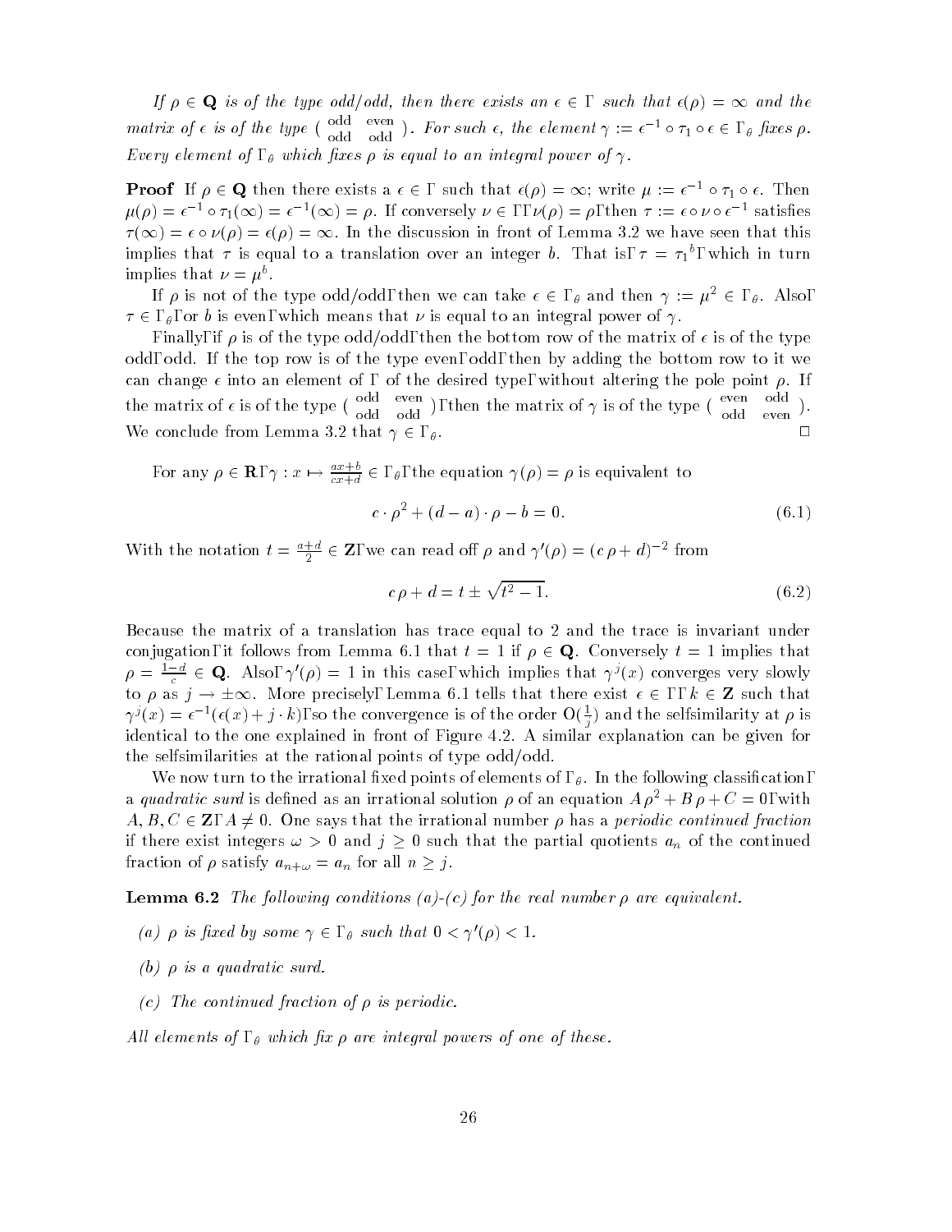*If $\rho \in \mathbf{Q}$ is of the type odd/odd, then there exists an $\epsilon \in \Gamma$ such that $\epsilon(\rho) = \infty$ and the matrix of $\epsilon$ is of the type $\left(\begin{smallmatrix} \text{odd} & \text{even} \\ \text{odd} & \text{odd} \end{smallmatrix}\right)$. For such $\epsilon$, the element $\gamma := \epsilon^{-1} \circ \tau_1 \circ \epsilon \in \Gamma_\theta$ fixes $\rho$. Every element of $\Gamma_\theta$ which fixes $\rho$ is equal to an integral power of $\gamma$.*

**Proof** If $\rho \in \mathbf{Q}$ then there exists a $\epsilon \in \Gamma$ such that $\epsilon(\rho) = \infty$; write $\mu := \epsilon^{-1} \circ \tau_1 \circ \epsilon$. Then $\mu(\rho) = \epsilon^{-1} \circ \tau_1(\infty) = \epsilon^{-1}(\infty) = \rho$. If conversely $\nu \in \Gamma$, $\nu(\rho) = \rho$, then $\tau := \epsilon \circ \nu \circ \epsilon^{-1}$ satisfies $\tau(\infty) = \epsilon \circ \nu(\rho) = \epsilon(\rho) = \infty$. In the discussion in front of Lemma 3.2 we have seen that this implies that $\tau$ is equal to a translation over an integer $b$. That is, $\tau = {\tau_1}^b$, which in turn implies that $\nu = \mu^b$.

If $\rho$ is not of the type odd/odd, then we can take $\epsilon \in \Gamma_\theta$ and then $\gamma := \mu^2 \in \Gamma_\theta$. Also, $\tau \in \Gamma_\theta$, or $b$ is even, which means that $\nu$ is equal to an integral power of $\gamma$.

Finally, if $\rho$ is of the type odd/odd, then the bottom row of the matrix of $\epsilon$ is of the type odd, odd. If the top row is of the type even, odd, then by adding the bottom row to it we can change $\epsilon$ into an element of $\Gamma$ of the desired type, without altering the pole point $\rho$. If the matrix of $\epsilon$ is of the type $\left(\begin{smallmatrix} \text{odd} & \text{even} \\ \text{odd} & \text{odd} \end{smallmatrix}\right)$, then the matrix of $\gamma$ is of the type $\left(\begin{smallmatrix} \text{even} & \text{odd} \\ \text{odd} & \text{even} \end{smallmatrix}\right)$. We conclude from Lemma 3.2 that $\gamma \in \Gamma_\theta$. $\square$

For any $\rho \in \mathbf{R}$, $\gamma : x \mapsto \frac{ax+b}{cx+d} \in \Gamma_\theta$, the equation $\gamma(\rho) = \rho$ is equivalent to

$$c \cdot \rho^2 + (d - a) \cdot \rho - b = 0. \tag{6.1}$$

With the notation $t = \frac{a+d}{2} \in \mathbf{Z}$, we can read off $\rho$ and $\gamma'(\rho) = (c\,\rho + d)^{-2}$ from

$$c\,\rho + d = t \pm \sqrt{t^2 - 1}. \tag{6.2}$$

Because the matrix of a translation has trace equal to 2 and the trace is invariant under conjugation, it follows from Lemma 6.1 that $t = 1$ if $\rho \in \mathbf{Q}$. Conversely $t = 1$ implies that $\rho = \frac{1-d}{c} \in \mathbf{Q}$. Also, $\gamma'(\rho) = 1$ in this case, which implies that $\gamma^j(x)$ converges very slowly to $\rho$ as $j \to \pm\infty$. More precisely, Lemma 6.1 tells that there exist $\epsilon \in \Gamma$, $k \in \mathbf{Z}$ such that $\gamma^j(x) = \epsilon^{-1}(\epsilon(x) + j \cdot k)$, so the convergence is of the order $\mathrm{O}(\frac{1}{j})$ and the selfsimilarity at $\rho$ is identical to the one explained in front of Figure 4.2. A similar explanation can be given for the selfsimilarities at the rational points of type odd/odd.

We now turn to the irrational fixed points of elements of $\Gamma_\theta$. In the following classification, a *quadratic surd* is defined as an irrational solution $\rho$ of an equation $A\,\rho^2 + B\,\rho + C = 0$, with $A, B, C \in \mathbf{Z}$, $A \neq 0$. One says that the irrational number $\rho$ has a *periodic continued fraction* if there exist integers $\omega > 0$ and $j \geq 0$ such that the partial quotients $a_n$ of the continued fraction of $\rho$ satisfy $a_{n+\omega} = a_n$ for all $n \geq j$.

**Lemma 6.2** *The following conditions (a)-(c) for the real number $\rho$ are equivalent.*

*(a) $\rho$ is fixed by some $\gamma \in \Gamma_\theta$ such that $0 < \gamma'(\rho) < 1$.*

*(b) $\rho$ is a quadratic surd.*

*(c) The continued fraction of $\rho$ is periodic.*

*All elements of $\Gamma_\theta$ which fix $\rho$ are integral powers of one of these.*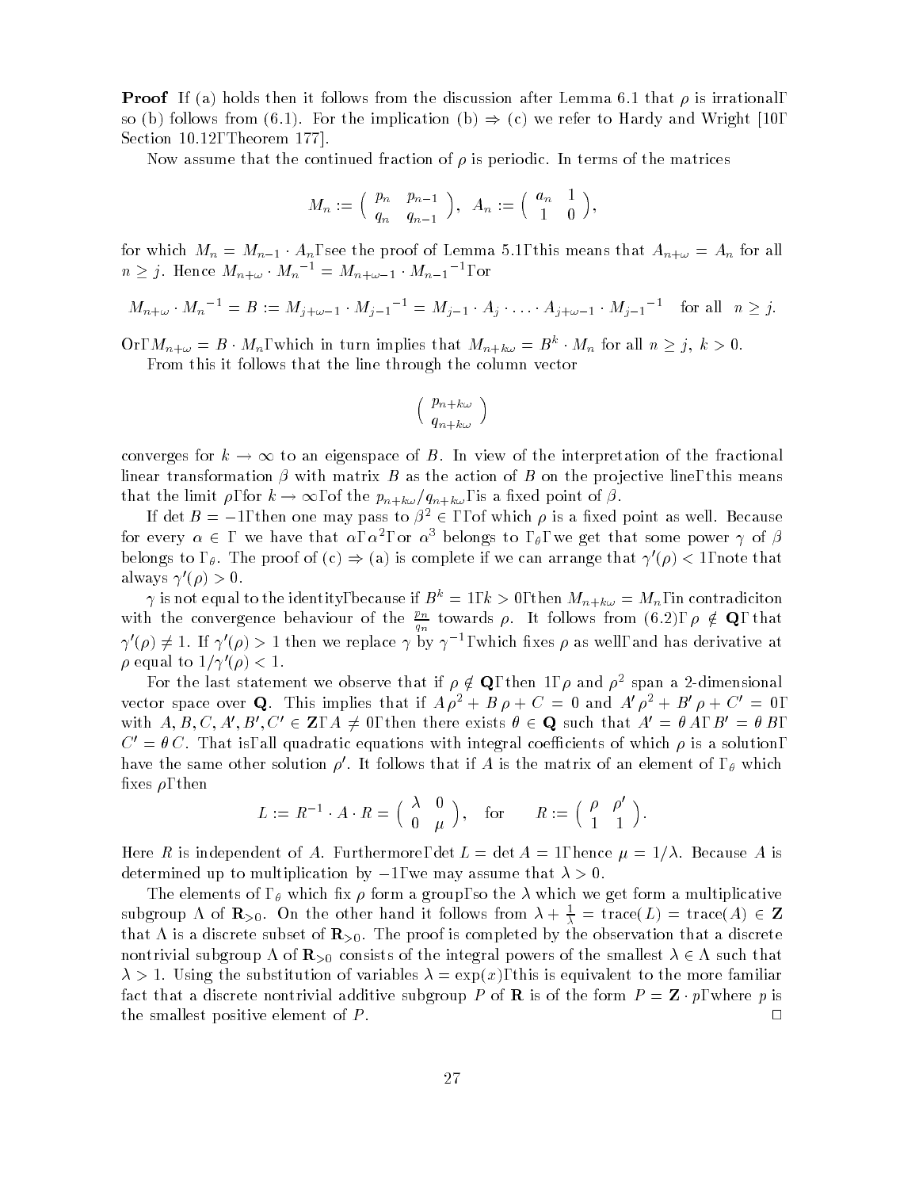**Proof** If (a) holds then it follows from the discussion after Lemma 6.1 that $\rho$ is irrational, so (b) follows from (6.1). For the implication (b) $\Rightarrow$ (c) we refer to Hardy and Wright [10, Section 10.12, Theorem 177].

Now assume that the continued fraction of $\rho$ is periodic. In terms of the matrices

$$M_n := \begin{pmatrix} p_n & p_{n-1} \\ q_n & q_{n-1} \end{pmatrix}, \;\; A_n := \begin{pmatrix} a_n & 1 \\ 1 & 0 \end{pmatrix},$$

for which $M_n = M_{n-1} \cdot A_n$, see the proof of Lemma 5.1, this means that $A_{n+\omega} = A_n$ for all $n \geq j$. Hence $M_{n+\omega} \cdot {M_n}^{-1} = M_{n+\omega-1} \cdot {M_{n-1}}^{-1}$, or

$$M_{n+\omega} \cdot {M_n}^{-1} = B := M_{j+\omega-1} \cdot {M_{j-1}}^{-1} = M_{j-1} \cdot A_j \cdot \ldots \cdot A_{j+\omega-1} \cdot {M_{j-1}}^{-1} \quad \text{for all} \;\; n \geq j.$$

Or, $M_{n+\omega} = B \cdot M_n$, which in turn implies that $M_{n+k\omega} = B^k \cdot M_n$ for all $n \geq j$, $k > 0$.

From this it follows that the line through the column vector

$$\begin{pmatrix} p_{n+k\omega} \\ q_{n+k\omega} \end{pmatrix}$$

converges for $k \to \infty$ to an eigenspace of $B$. In view of the interpretation of the fractional linear transformation $\beta$ with matrix $B$ as the action of $B$ on the projective line, this means that the limit $\rho$, for $k \to \infty$, of the $p_{n+k\omega}/q_{n+k\omega}$, is a fixed point of $\beta$.

If $\det B = -1$, then one may pass to $\beta^2 \in \Gamma$, of which $\rho$ is a fixed point as well. Because for every $\alpha \in \Gamma$ we have that $\alpha$, $\alpha^2$, or $\alpha^3$ belongs to $\Gamma_\theta$, we get that some power $\gamma$ of $\beta$ belongs to $\Gamma_\theta$. The proof of (c) $\Rightarrow$ (a) is complete if we can arrange that $\gamma'(\rho) < 1$, note that always $\gamma'(\rho) > 0$.

$\gamma$ is not equal to the identity, because if $B^k = 1$, $k > 0$, then $M_{n+k\omega} = M_n$, in contradiciton with the convergence behaviour of the $\frac{p_n}{q_n}$ towards $\rho$. It follows from (6.2), $\rho \notin \mathbf{Q}$, that $\gamma'(\rho) \neq 1$. If $\gamma'(\rho) > 1$ then we replace $\gamma$ by $\gamma^{-1}$, which fixes $\rho$ as well, and has derivative at $\rho$ equal to $1/\gamma'(\rho) < 1$.

For the last statement we observe that if $\rho \notin \mathbf{Q}$, then 1, $\rho$ and $\rho^2$ span a 2-dimensional vector space over $\mathbf{Q}$. This implies that if $A\,\rho^2 + B\,\rho + C = 0$ and $A'\,\rho^2 + B'\,\rho + C' = 0$, with $A, B, C, A', B', C' \in \mathbf{Z}$, $A \neq 0$, then there exists $\theta \in \mathbf{Q}$ such that $A' = \theta\,A$, $B' = \theta\,B$, $C' = \theta\,C$. That is, all quadratic equations with integral coefficients of which $\rho$ is a solution, have the same other solution $\rho'$. It follows that if $A$ is the matrix of an element of $\Gamma_\theta$ which fixes $\rho$, then

$$L := R^{-1} \cdot A \cdot R = \begin{pmatrix} \lambda & 0 \\ 0 & \mu \end{pmatrix}, \quad \text{for} \qquad R := \begin{pmatrix} \rho & \rho' \\ 1 & 1 \end{pmatrix}.$$

Here $R$ is independent of $A$. Furthermore, $\det L = \det A = 1$, hence $\mu = 1/\lambda$. Because $A$ is determined up to multiplication by $-1$, we may assume that $\lambda > 0$.

The elements of $\Gamma_\theta$ which fix $\rho$ form a group, so the $\lambda$ which we get form a multiplicative subgroup $\Lambda$ of $\mathbf{R}_{>0}$. On the other hand it follows from $\lambda + \frac{1}{\lambda} = \text{trace}(L) = \text{trace}(A) \in \mathbf{Z}$ that $\Lambda$ is a discrete subset of $\mathbf{R}_{>0}$. The proof is completed by the observation that a discrete nontrivial subgroup $\Lambda$ of $\mathbf{R}_{>0}$ consists of the integral powers of the smallest $\lambda \in \Lambda$ such that $\lambda > 1$. Using the substitution of variables $\lambda = \exp(x)$, this is equivalent to the more familiar fact that a discrete nontrivial additive subgroup $P$ of $\mathbf{R}$ is of the form $P = \mathbf{Z} \cdot p$, where $p$ is the smallest positive element of $P$. $\square$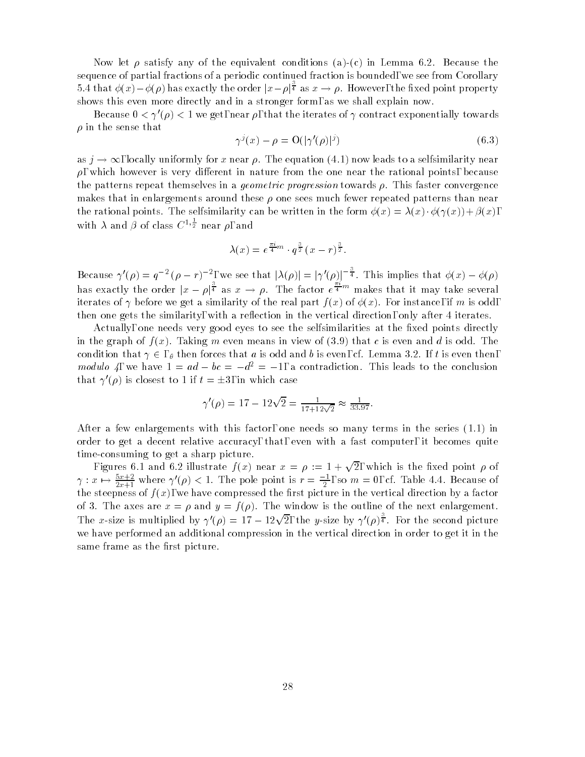Now let $\rho$ satisfy any of the equivalent conditions (a)-(c) in Lemma 6.2. Because the sequence of partial fractions of a periodic continued fraction is bounded, we see from Corollary 5.4 that $\phi(x) - \phi(\rho)$ has exactly the order $|x-\rho|^{\frac{3}{4}}$ as $x \to \rho$. However, the fixed point property shows this even more directly and in a stronger form, as we shall explain now.

Because $0 < \gamma'(\rho) < 1$ we get, near $\rho$, that the iterates of $\gamma$ contract exponentially towards $\rho$ in the sense that

$$\gamma^j(x) - \rho = \mathrm{O}(|\gamma'(\rho)|^j) \tag{6.3}$$

as $j \to \infty$, locally uniformly for $x$ near $\rho$. The equation (4.1) now leads to a selfsimilarity near $\rho$, which however is very different in nature from the one near the rational points, because the patterns repeat themselves in a *geometric progression* towards $\rho$. This faster convergence makes that in enlargements around these $\rho$ one sees much fewer repeated patterns than near the rational points. The selfsimilarity can be written in the form $\phi(x) = \lambda(x) \cdot \phi(\gamma(x)) + \beta(x)$, with $\lambda$ and $\beta$ of class $C^{1,\frac{1}{2}}$ near $\rho$, and

$$\lambda(x) = e^{\frac{\pi i}{4} m} \cdot q^{\frac{3}{2}} \, (x - r)^{\frac{3}{2}}.$$

Because $\gamma'(\rho) = q^{-2} \, (\rho - r)^{-2}$, we see that $|\lambda(\rho)| = |\gamma'(\rho)|^{-\frac{3}{4}}$. This implies that $\phi(x) - \phi(\rho)$ has exactly the order $|x - \rho|^{\frac{3}{4}}$ as $x \to \rho$. The factor $e^{\frac{\pi i}{4} m}$ makes that it may take several iterates of $\gamma$ before we get a similarity of the real part $f(x)$ of $\phi(x)$. For instance, if $m$ is odd, then one gets the similarity, with a reflection in the vertical direction, only after 4 iterates.

Actually, one needs very good eyes to see the selfsimilarities at the fixed points directly in the graph of $f(x)$. Taking $m$ even means in view of (3.9) that $c$ is even and $d$ is odd. The condition that $\gamma \in \Gamma_\theta$ then forces that $a$ is odd and $b$ is even, cf. Lemma 3.2. If $t$ is even then, *modulo 4*, we have $1 = ad - bc = -d^2 = -1$, a contradiction. This leads to the conclusion that $\gamma'(\rho)$ is closest to 1 if $t = \pm 3$, in which case

$$\gamma'(\rho) = 17 - 12\sqrt{2} = \tfrac{1}{17 + 12\sqrt{2}} \approx \tfrac{1}{33.97}.$$

After a few enlargements with this factor, one needs so many terms in the series (1.1) in order to get a decent relative accuracy, that, even with a fast computer, it becomes quite time-consuming to get a sharp picture.

Figures 6.1 and 6.2 illustrate $f(x)$ near $x = \rho := 1 + \sqrt{2}$, which is the fixed point $\rho$ of $\gamma : x \mapsto \frac{5x+2}{2x+1}$ where $\gamma'(\rho) < 1$. The pole point is $r = \frac{-1}{2}$, so $m = 0$, cf. Table 4.4. Because of the steepness of $f(x)$, we have compressed the first picture in the vertical direction by a factor of 3. The axes are $x = \rho$ and $y = f(\rho)$. The window is the outline of the next enlargement. The $x$-size is multiplied by $\gamma'(\rho) = 17 - 12\sqrt{2}$, the $y$-size by $\gamma'(\rho)^{\frac{3}{4}}$. For the second picture we have performed an additional compression in the vertical direction in order to get it in the same frame as the first picture.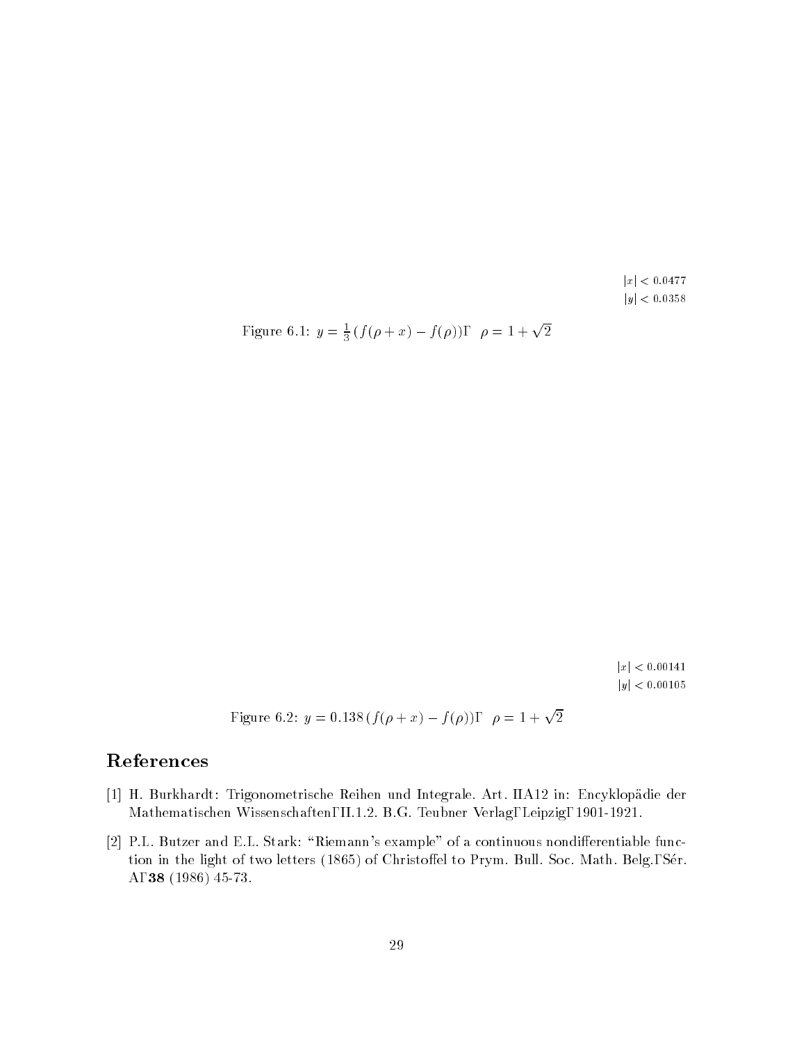$|x| < 0.0477$
$|y| < 0.0358$

Figure 6.1: $y = \frac{1}{3}(f(\rho + x) - f(\rho))$, $\rho = 1 + \sqrt{2}$

$|x| < 0.00141$
$|y| < 0.00105$

Figure 6.2: $y = 0.138\,(f(\rho + x) - f(\rho))$, $\rho = 1 + \sqrt{2}$

## References

[1] H. Burkhardt: Trigonometrische Reihen und Integrale. Art. IIA12 in: Encyklopädie der Mathematischen Wissenschaften, II.1.2. B.G. Teubner Verlag, Leipzig, 1901-1921.

[2] P.L. Butzer and E.L. Stark: "Riemann's example" of a continuous nondifferentiable function in the light of two letters (1865) of Christoffel to Prym. Bull. Soc. Math. Belg., Sér. A, **38** (1986) 45-73.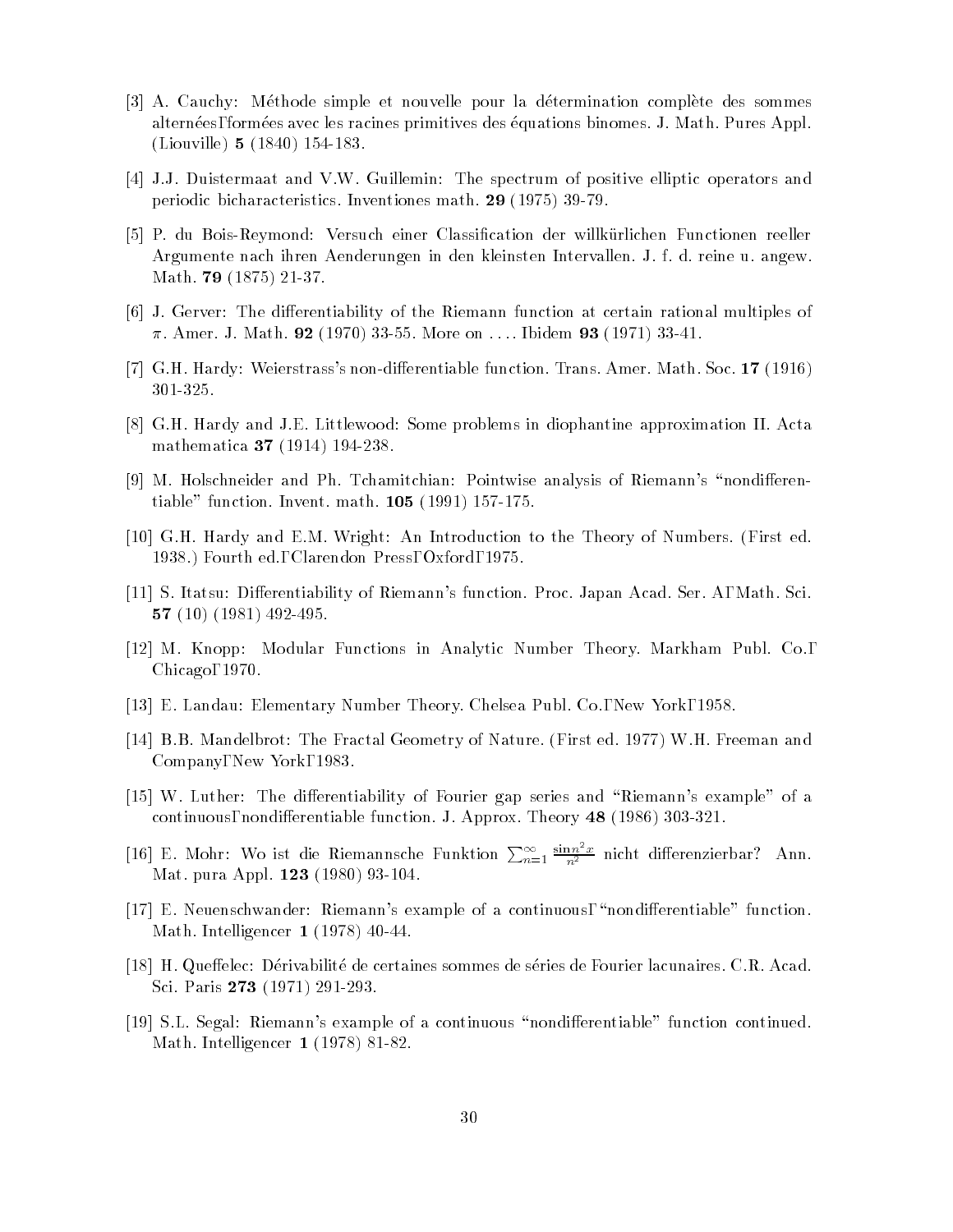[3] A. Cauchy: Méthode simple et nouvelle pour la détermination complète des sommes alternées, formées avec les racines primitives des équations binomes. J. Math. Pures Appl. (Liouville) **5** (1840) 154-183.

[4] J.J. Duistermaat and V.W. Guillemin: The spectrum of positive elliptic operators and periodic bicharacteristics. Inventiones math. **29** (1975) 39-79.

[5] P. du Bois-Reymond: Versuch einer Classification der willkürlichen Functionen reeller Argumente nach ihren Aenderungen in den kleinsten Intervallen. J. f. d. reine u. angew. Math. **79** (1875) 21-37.

[6] J. Gerver: The differentiability of the Riemann function at certain rational multiples of $\pi$. Amer. J. Math. **92** (1970) 33-55. More on .... Ibidem **93** (1971) 33-41.

[7] G.H. Hardy: Weierstrass's non-differentiable function. Trans. Amer. Math. Soc. **17** (1916) 301-325.

[8] G.H. Hardy and J.E. Littlewood: Some problems in diophantine approximation II. Acta mathematica **37** (1914) 194-238.

[9] M. Holschneider and Ph. Tchamitchian: Pointwise analysis of Riemann's "nondifferentiable" function. Invent. math. **105** (1991) 157-175.

[10] G.H. Hardy and E.M. Wright: An Introduction to the Theory of Numbers. (First ed. 1938.) Fourth ed., Clarendon Press, Oxford, 1975.

[11] S. Itatsu: Differentiability of Riemann's function. Proc. Japan Acad. Ser. A, Math. Sci. **57** (10) (1981) 492-495.

[12] M. Knopp: Modular Functions in Analytic Number Theory. Markham Publ. Co., Chicago, 1970.

[13] E. Landau: Elementary Number Theory. Chelsea Publ. Co., New York, 1958.

[14] B.B. Mandelbrot: The Fractal Geometry of Nature. (First ed. 1977) W.H. Freeman and Company, New York, 1983.

[15] W. Luther: The differentiability of Fourier gap series and "Riemann's example" of a continuous, nondifferentiable function. J. Approx. Theory **48** (1986) 303-321.

[16] E. Mohr: Wo ist die Riemannsche Funktion $\sum_{n=1}^{\infty} \frac{\sin n^2 x}{n^2}$ nicht differenzierbar? Ann. Mat. pura Appl. **123** (1980) 93-104.

[17] E. Neuenschwander: Riemann's example of a continuous, "nondifferentiable" function. Math. Intelligencer **1** (1978) 40-44.

[18] H. Queffelec: Dérivabilité de certaines sommes de séries de Fourier lacunaires. C.R. Acad. Sci. Paris **273** (1971) 291-293.

[19] S.L. Segal: Riemann's example of a continuous "nondifferentiable" function continued. Math. Intelligencer **1** (1978) 81-82.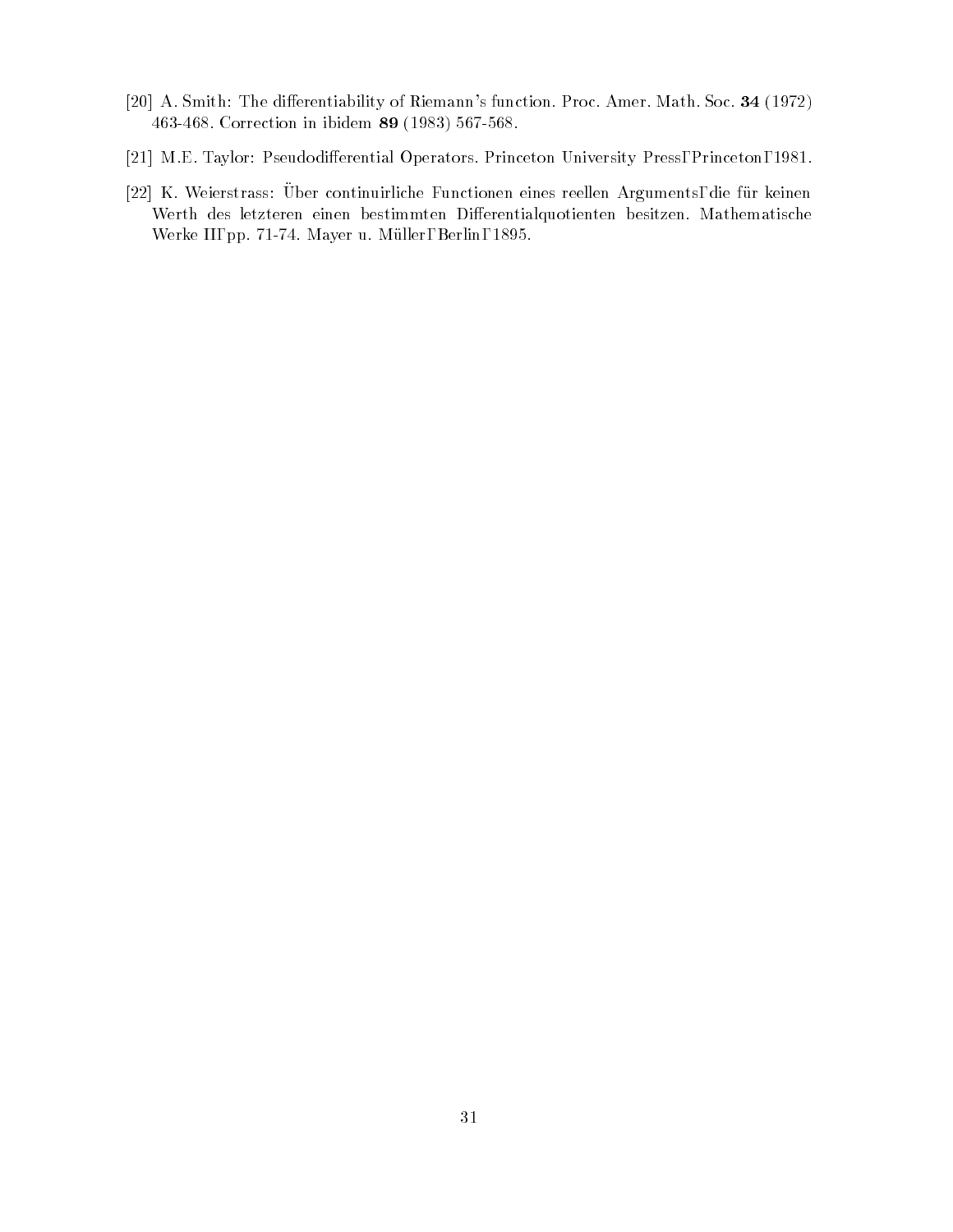[20] A. Smith: The differentiability of Riemann's function. Proc. Amer. Math. Soc. **34** (1972) 463-468. Correction in ibidem **89** (1983) 567-568.

[21] M.E. Taylor: Pseudodifferential Operators. Princeton University Press, Princeton, 1981.

[22] K. Weierstrass: Über continuirliche Functionen eines reellen Arguments, die für keinen Werth des letzteren einen bestimmten Differentialquotienten besitzen. Mathematische Werke II, pp. 71-74. Mayer u. Müller, Berlin, 1895.